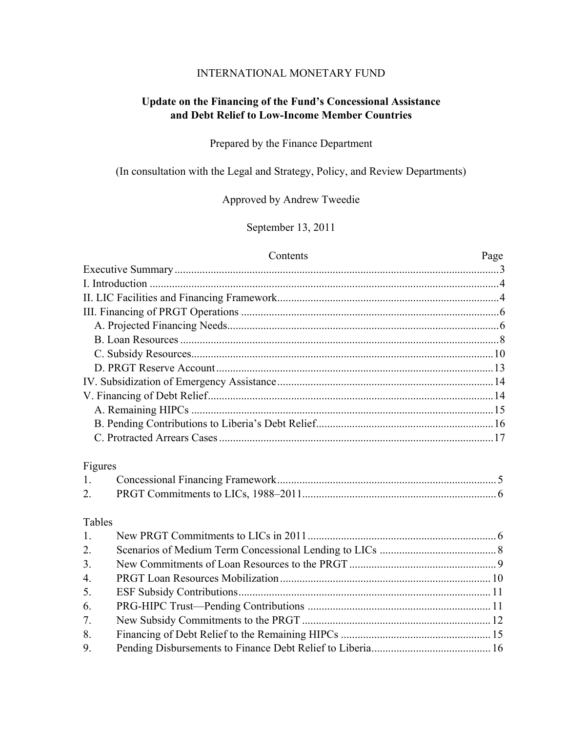INTERNATIONAL MONETARY FUND

# Update on the Financing of the Fund's Concessional Assistance and Debt Relief to Low-Income Member Countries

Prepared by the Finance Department

(In consultation with the Legal and Strategy, Policy, and Review Departments)

Approved by Andrew Tweedie

September 13, 2011

| Contents | Page |
|---|---|
| Executive Summary | 3 |
| I. Introduction | 4 |
| II. LIC Facilities and Financing Framework | 4 |
| III. Financing of PRGT Operations | 6 |
| A. Projected Financing Needs | 6 |
| B. Loan Resources | 8 |
| C. Subsidy Resources | 10 |
| D. PRGT Reserve Account | 13 |
| IV. Subsidization of Emergency Assistance | 14 |
| V. Financing of Debt Relief | 14 |
| A. Remaining HIPCs | 15 |
| B. Pending Contributions to Liberia's Debt Relief | 16 |
| C. Protracted Arrears Cases | 17 |

Figures

| | | |
|---|---|---|
| 1. | Concessional Financing Framework | 5 |
| 2. | PRGT Commitments to LICs, 1988–2011 | 6 |

Tables

| | | |
|---|---|---|
| 1. | New PRGT Commitments to LICs in 2011 | 6 |
| 2. | Scenarios of Medium Term Concessional Lending to LICs | 8 |
| 3. | New Commitments of Loan Resources to the PRGT | 9 |
| 4. | PRGT Loan Resources Mobilization | 10 |
| 5. | ESF Subsidy Contributions | 11 |
| 6. | PRG-HIPC Trust—Pending Contributions | 11 |
| 7. | New Subsidy Commitments to the PRGT | 12 |
| 8. | Financing of Debt Relief to the Remaining HIPCs | 15 |
| 9. | Pending Disbursements to Finance Debt Relief to Liberia | 16 |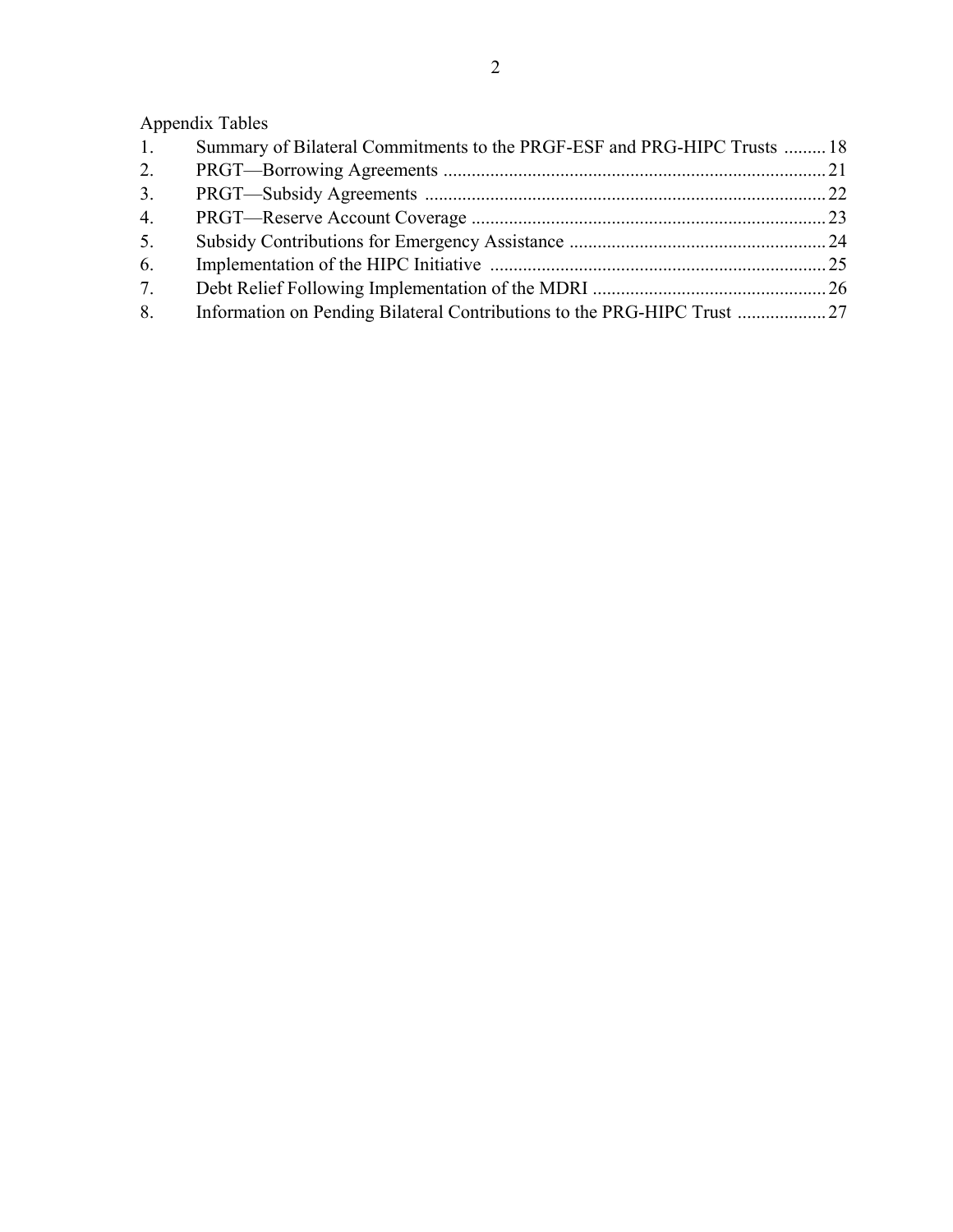Appendix Tables

| | | |
|---|---|---|
| 1. | Summary of Bilateral Commitments to the PRGF-ESF and PRG-HIPC Trusts | 18 |
| 2. | PRGT—Borrowing Agreements | 21 |
| 3. | PRGT—Subsidy Agreements | 22 |
| 4. | PRGT—Reserve Account Coverage | 23 |
| 5. | Subsidy Contributions for Emergency Assistance | 24 |
| 6. | Implementation of the HIPC Initiative | 25 |
| 7. | Debt Relief Following Implementation of the MDRI | 26 |
| 8. | Information on Pending Bilateral Contributions to the PRG-HIPC Trust | 27 |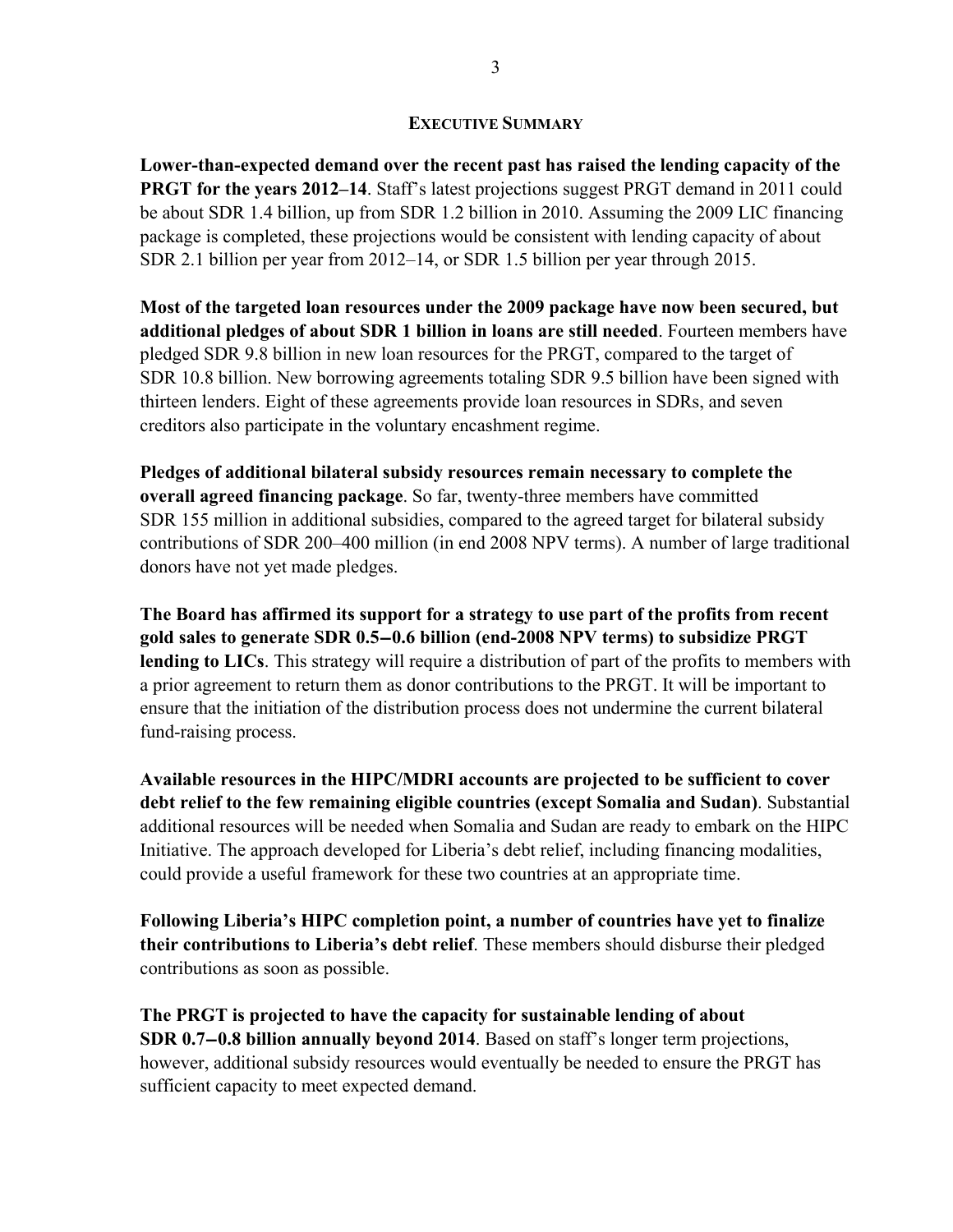## EXECUTIVE SUMMARY

**Lower-than-expected demand over the recent past has raised the lending capacity of the PRGT for the years 2012–14**. Staff's latest projections suggest PRGT demand in 2011 could be about SDR 1.4 billion, up from SDR 1.2 billion in 2010. Assuming the 2009 LIC financing package is completed, these projections would be consistent with lending capacity of about SDR 2.1 billion per year from 2012–14, or SDR 1.5 billion per year through 2015.

**Most of the targeted loan resources under the 2009 package have now been secured, but additional pledges of about SDR 1 billion in loans are still needed**. Fourteen members have pledged SDR 9.8 billion in new loan resources for the PRGT, compared to the target of SDR 10.8 billion. New borrowing agreements totaling SDR 9.5 billion have been signed with thirteen lenders. Eight of these agreements provide loan resources in SDRs, and seven creditors also participate in the voluntary encashment regime.

**Pledges of additional bilateral subsidy resources remain necessary to complete the overall agreed financing package**. So far, twenty-three members have committed SDR 155 million in additional subsidies, compared to the agreed target for bilateral subsidy contributions of SDR 200–400 million (in end 2008 NPV terms). A number of large traditional donors have not yet made pledges.

**The Board has affirmed its support for a strategy to use part of the profits from recent gold sales to generate SDR 0.5–0.6 billion (end-2008 NPV terms) to subsidize PRGT lending to LICs**. This strategy will require a distribution of part of the profits to members with a prior agreement to return them as donor contributions to the PRGT. It will be important to ensure that the initiation of the distribution process does not undermine the current bilateral fund-raising process.

**Available resources in the HIPC/MDRI accounts are projected to be sufficient to cover debt relief to the few remaining eligible countries (except Somalia and Sudan)**. Substantial additional resources will be needed when Somalia and Sudan are ready to embark on the HIPC Initiative. The approach developed for Liberia's debt relief, including financing modalities, could provide a useful framework for these two countries at an appropriate time.

**Following Liberia's HIPC completion point, a number of countries have yet to finalize their contributions to Liberia's debt relief**. These members should disburse their pledged contributions as soon as possible.

**The PRGT is projected to have the capacity for sustainable lending of about SDR 0.7–0.8 billion annually beyond 2014**. Based on staff's longer term projections, however, additional subsidy resources would eventually be needed to ensure the PRGT has sufficient capacity to meet expected demand.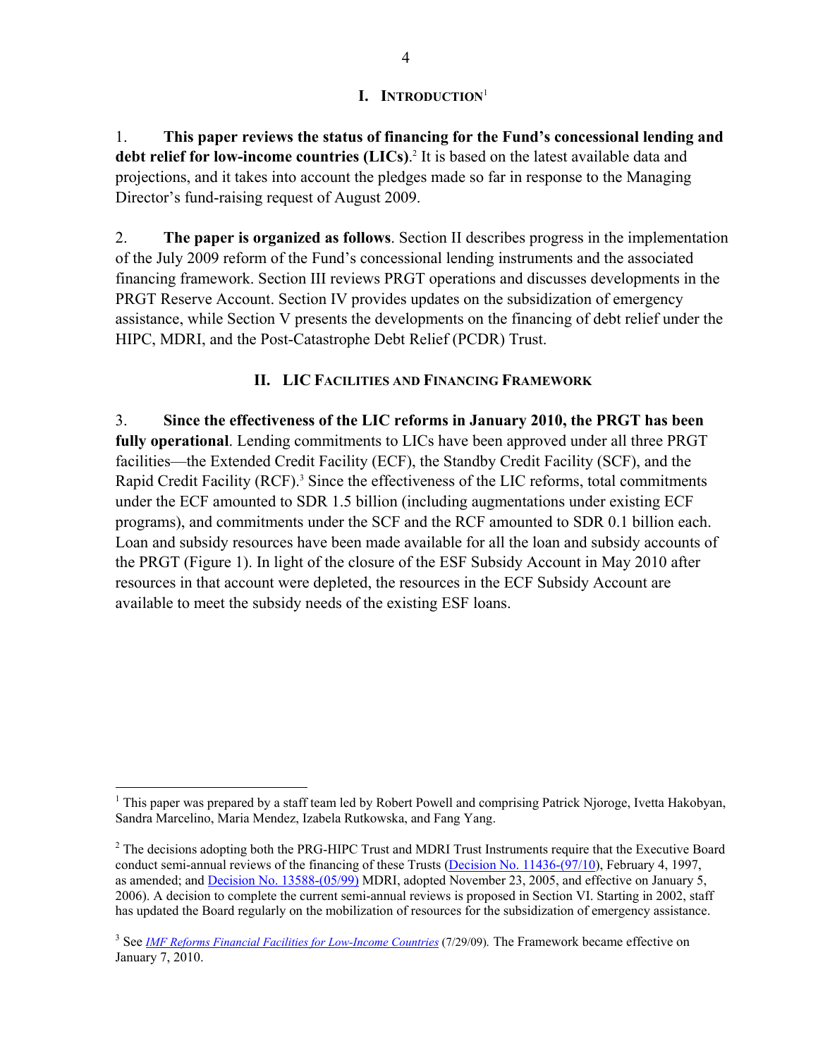## I. INTRODUCTION[1]

1. **This paper reviews the status of financing for the Fund's concessional lending and debt relief for low-income countries (LICs)**.[2] It is based on the latest available data and projections, and it takes into account the pledges made so far in response to the Managing Director's fund-raising request of August 2009.

2. **The paper is organized as follows**. Section II describes progress in the implementation of the July 2009 reform of the Fund's concessional lending instruments and the associated financing framework. Section III reviews PRGT operations and discusses developments in the PRGT Reserve Account. Section IV provides updates on the subsidization of emergency assistance, while Section V presents the developments on the financing of debt relief under the HIPC, MDRI, and the Post-Catastrophe Debt Relief (PCDR) Trust.

## II. LIC FACILITIES AND FINANCING FRAMEWORK

3. **Since the effectiveness of the LIC reforms in January 2010, the PRGT has been fully operational**. Lending commitments to LICs have been approved under all three PRGT facilities—the Extended Credit Facility (ECF), the Standby Credit Facility (SCF), and the Rapid Credit Facility (RCF).[3] Since the effectiveness of the LIC reforms, total commitments under the ECF amounted to SDR 1.5 billion (including augmentations under existing ECF programs), and commitments under the SCF and the RCF amounted to SDR 0.1 billion each. Loan and subsidy resources have been made available for all the loan and subsidy accounts of the PRGT (Figure 1). In light of the closure of the ESF Subsidy Account in May 2010 after resources in that account were depleted, the resources in the ECF Subsidy Account are available to meet the subsidy needs of the existing ESF loans.

---

[1] This paper was prepared by a staff team led by Robert Powell and comprising Patrick Njoroge, Ivetta Hakobyan, Sandra Marcelino, Maria Mendez, Izabela Rutkowska, and Fang Yang.

[2] The decisions adopting both the PRG-HIPC Trust and MDRI Trust Instruments require that the Executive Board conduct semi-annual reviews of the financing of these Trusts (Decision No. 11436-(97/10), February 4, 1997, as amended; and Decision No. 13588-(05/99) MDRI, adopted November 23, 2005, and effective on January 5, 2006). A decision to complete the current semi-annual reviews is proposed in Section VI. Starting in 2002, staff has updated the Board regularly on the mobilization of resources for the subsidization of emergency assistance.

[3] See *IMF Reforms Financial Facilities for Low-Income Countries* (7/29/09). The Framework became effective on January 7, 2010.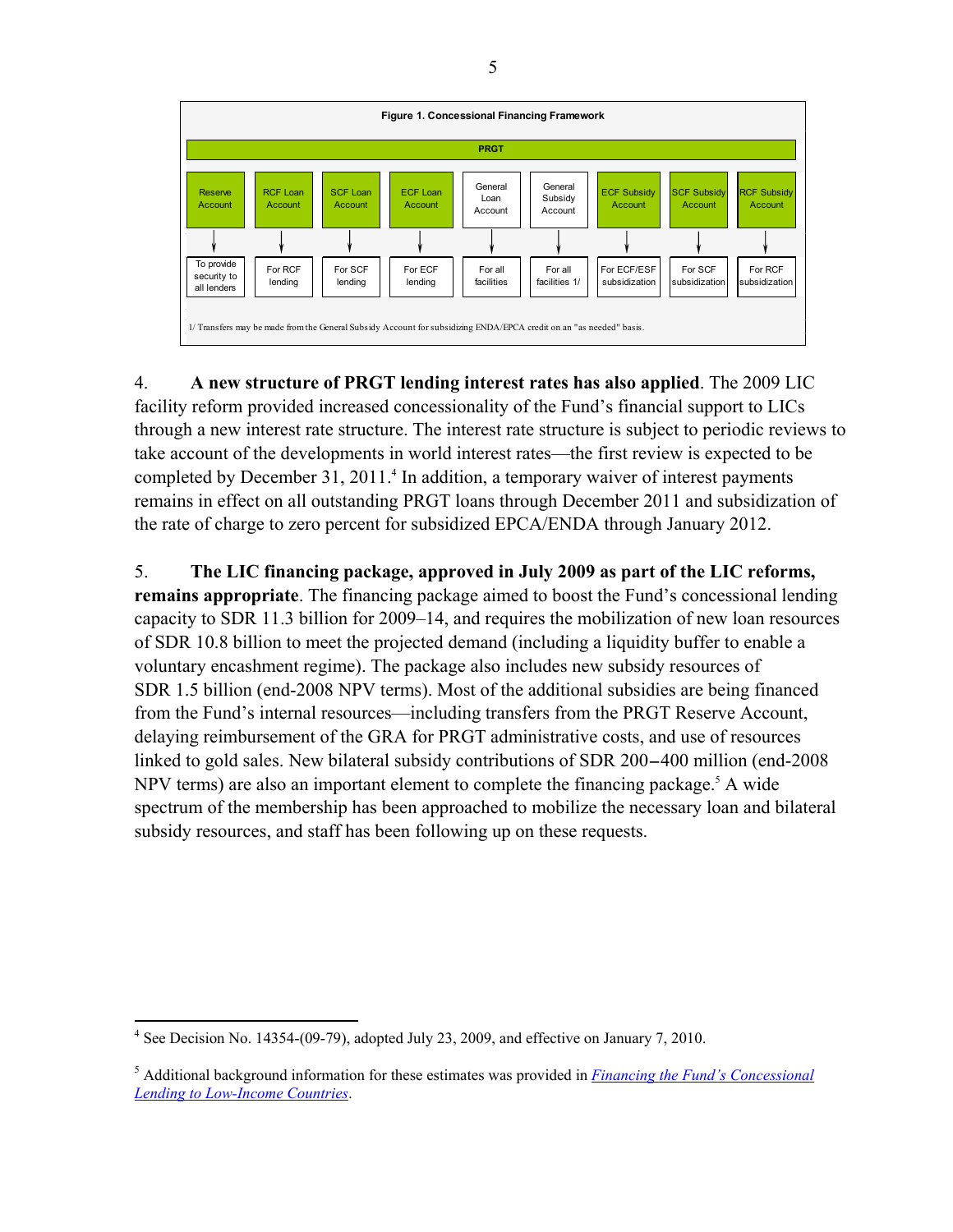**Figure 1. Concessional Financing Framework**

| PRGT | | | | | | | | |
|---|---|---|---|---|---|---|---|---|
| Reserve Account | RCF Loan Account | SCF Loan Account | ECF Loan Account | General Loan Account | General Subsidy Account | ECF Subsidy Account | SCF Subsidy Account | RCF Subsidy Account |
| To provide security to all lenders | For RCF lending | For SCF lending | For ECF lending | For all facilities | For all facilities 1/ | For ECF/ESF subsidization | For SCF subsidization | For RCF subsidization |

1/ Transfers may be made from the General Subsidy Account for subsidizing ENDA/EPCA credit on an "as needed" basis.

4. **A new structure of PRGT lending interest rates has also applied**. The 2009 LIC facility reform provided increased concessionality of the Fund's financial support to LICs through a new interest rate structure. The interest rate structure is subject to periodic reviews to take account of the developments in world interest rates—the first review is expected to be completed by December 31, 2011.[4] In addition, a temporary waiver of interest payments remains in effect on all outstanding PRGT loans through December 2011 and subsidization of the rate of charge to zero percent for subsidized EPCA/ENDA through January 2012.

5. **The LIC financing package, approved in July 2009 as part of the LIC reforms, remains appropriate**. The financing package aimed to boost the Fund's concessional lending capacity to SDR 11.3 billion for 2009–14, and requires the mobilization of new loan resources of SDR 10.8 billion to meet the projected demand (including a liquidity buffer to enable a voluntary encashment regime). The package also includes new subsidy resources of SDR 1.5 billion (end-2008 NPV terms). Most of the additional subsidies are being financed from the Fund's internal resources—including transfers from the PRGT Reserve Account, delaying reimbursement of the GRA for PRGT administrative costs, and use of resources linked to gold sales. New bilateral subsidy contributions of SDR 200–400 million (end-2008 NPV terms) are also an important element to complete the financing package.[5] A wide spectrum of the membership has been approached to mobilize the necessary loan and bilateral subsidy resources, and staff has been following up on these requests.

---

[4] See Decision No. 14354-(09-79), adopted July 23, 2009, and effective on January 7, 2010.

[5] Additional background information for these estimates was provided in *Financing the Fund's Concessional Lending to Low-Income Countries*.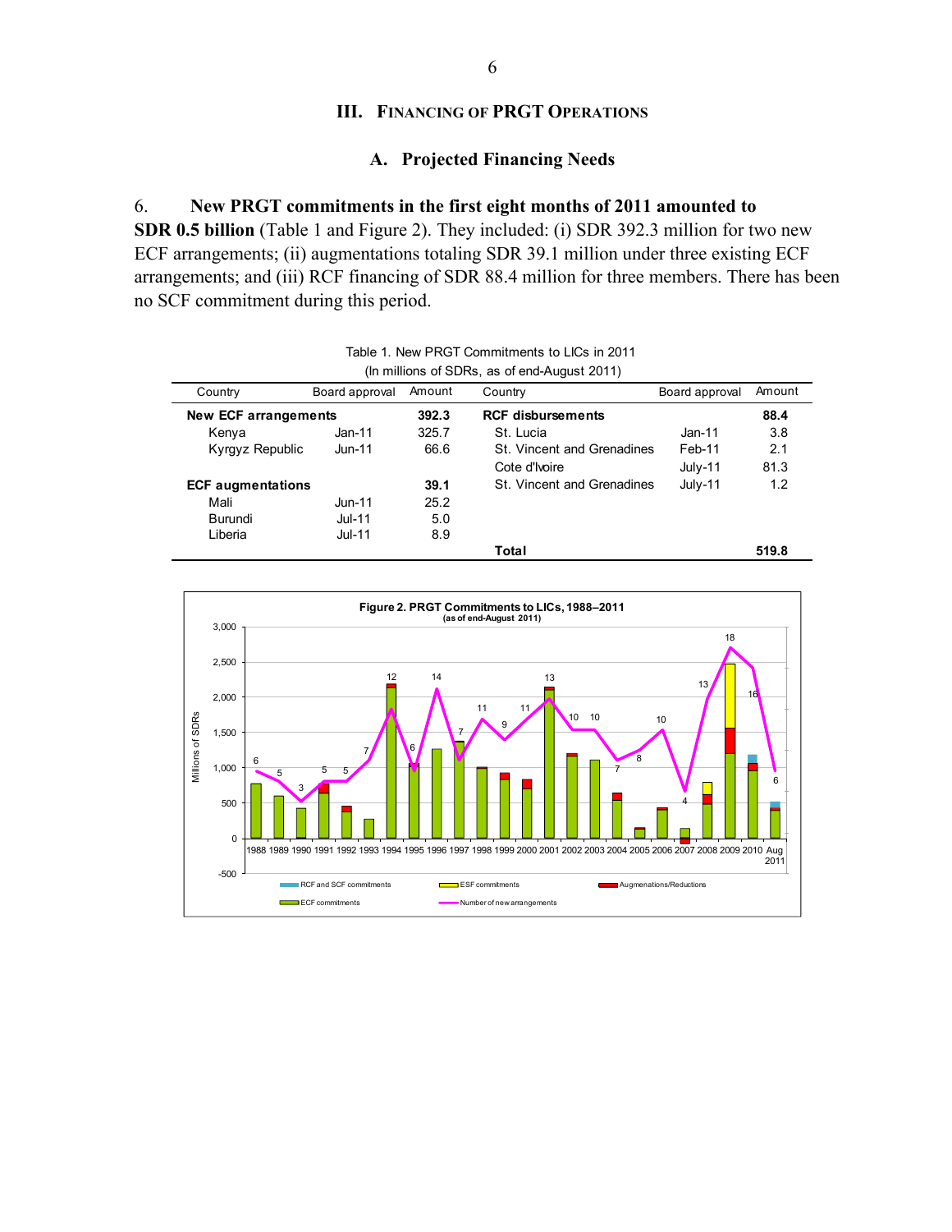## III. Financing of PRGT Operations

### A. Projected Financing Needs

6. **New PRGT commitments in the first eight months of 2011 amounted to SDR 0.5 billion** (Table 1 and Figure 2). They included: (i) SDR 392.3 million for two new ECF arrangements; (ii) augmentations totaling SDR 39.1 million under three existing ECF arrangements; and (iii) RCF financing of SDR 88.4 million for three members. There has been no SCF commitment during this period.

Table 1. New PRGT Commitments to LICs in 2011
(In millions of SDRs, as of end-August 2011)

| Country | Board approval | Amount | Country | Board approval | Amount |
|---|---|---|---|---|---|
| **New ECF arrangements** | | **392.3** | **RCF disbursements** | | **88.4** |
| Kenya | Jan-11 | 325.7 | St. Lucia | Jan-11 | 3.8 |
| Kyrgyz Republic | Jun-11 | 66.6 | St. Vincent and Grenadines | Feb-11 | 2.1 |
| | | | Cote d'Ivoire | July-11 | 81.3 |
| **ECF augmentations** | | **39.1** | St. Vincent and Grenadines | July-11 | 1.2 |
| Mali | Jun-11 | 25.2 | | | |
| Burundi | Jul-11 | 5.0 | | | |
| Liberia | Jul-11 | 8.9 | | | |
| | | | **Total** | | **519.8** |

**Figure 2. PRGT Commitments to LICs, 1988–2011**
(as of end-August 2011)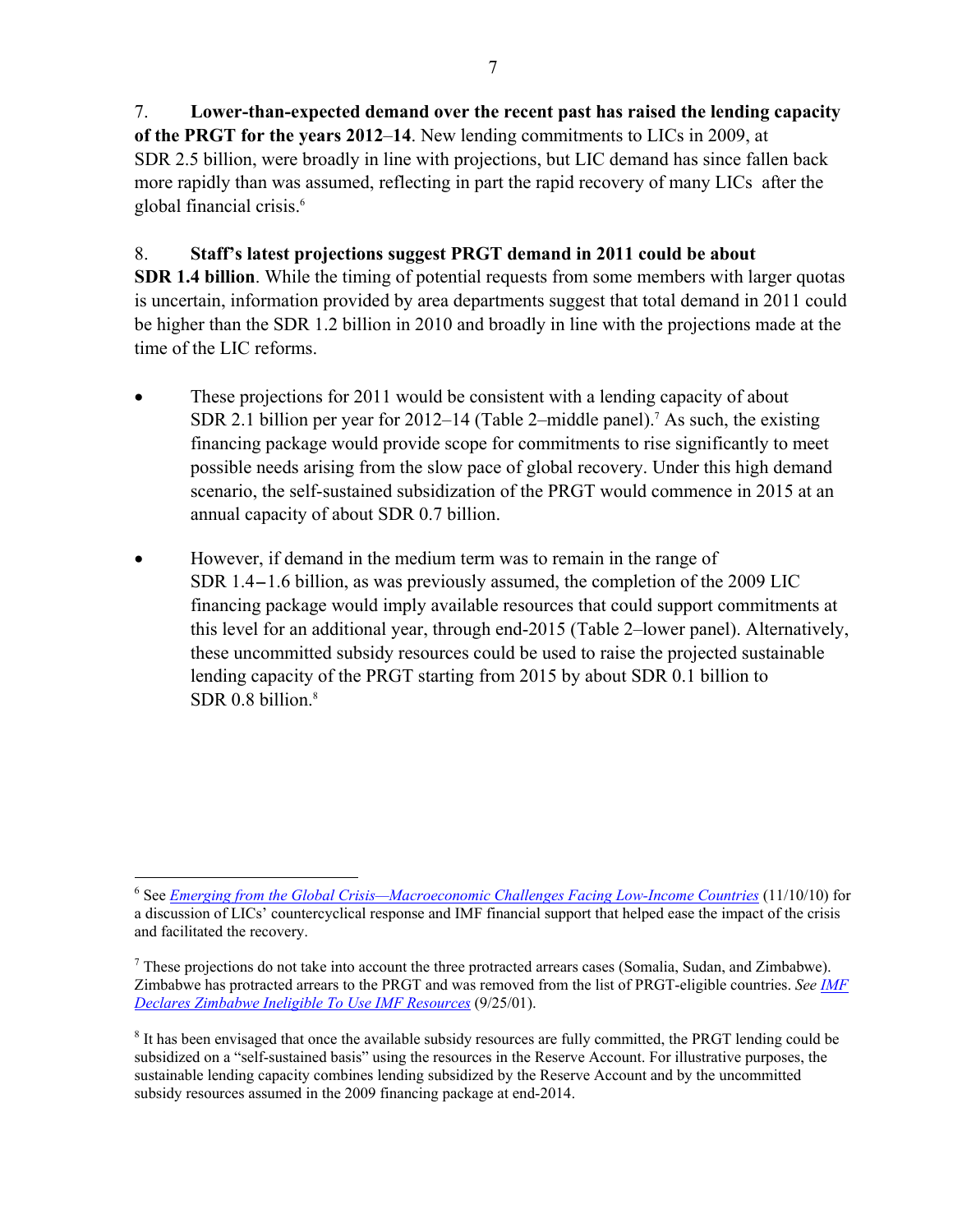7. **Lower-than-expected demand over the recent past has raised the lending capacity of the PRGT for the years 2012–14**. New lending commitments to LICs in 2009, at SDR 2.5 billion, were broadly in line with projections, but LIC demand has since fallen back more rapidly than was assumed, reflecting in part the rapid recovery of many LICs after the global financial crisis.[6]

8. **Staff's latest projections suggest PRGT demand in 2011 could be about SDR 1.4 billion**. While the timing of potential requests from some members with larger quotas is uncertain, information provided by area departments suggest that total demand in 2011 could be higher than the SDR 1.2 billion in 2010 and broadly in line with the projections made at the time of the LIC reforms.

- These projections for 2011 would be consistent with a lending capacity of about SDR 2.1 billion per year for 2012–14 (Table 2–middle panel).[7] As such, the existing financing package would provide scope for commitments to rise significantly to meet possible needs arising from the slow pace of global recovery. Under this high demand scenario, the self-sustained subsidization of the PRGT would commence in 2015 at an annual capacity of about SDR 0.7 billion.

- However, if demand in the medium term was to remain in the range of SDR 1.4–1.6 billion, as was previously assumed, the completion of the 2009 LIC financing package would imply available resources that could support commitments at this level for an additional year, through end-2015 (Table 2–lower panel). Alternatively, these uncommitted subsidy resources could be used to raise the projected sustainable lending capacity of the PRGT starting from 2015 by about SDR 0.1 billion to SDR 0.8 billion.[8]

---

[6] See *Emerging from the Global Crisis—Macroeconomic Challenges Facing Low-Income Countries* (11/10/10) for a discussion of LICs' countercyclical response and IMF financial support that helped ease the impact of the crisis and facilitated the recovery.

[7] These projections do not take into account the three protracted arrears cases (Somalia, Sudan, and Zimbabwe). Zimbabwe has protracted arrears to the PRGT and was removed from the list of PRGT-eligible countries. *See IMF Declares Zimbabwe Ineligible To Use IMF Resources* (9/25/01).

[8] It has been envisaged that once the available subsidy resources are fully committed, the PRGT lending could be subsidized on a "self-sustained basis" using the resources in the Reserve Account. For illustrative purposes, the sustainable lending capacity combines lending subsidized by the Reserve Account and by the uncommitted subsidy resources assumed in the 2009 financing package at end-2014.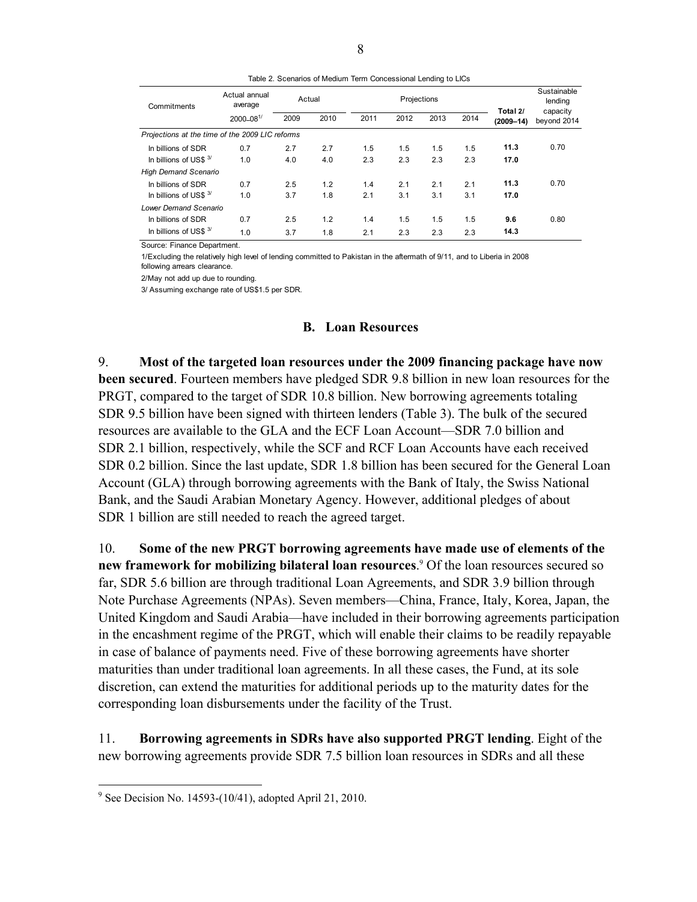Table 2. Scenarios of Medium Term Concessional Lending to LICs

| Commitments | Actual annual average | Actual | | Projections | | | | Total 2/ | Sustainable lending capacity |
|---|---|---|---|---|---|---|---|---|---|
| | 2000–08 1/ | 2009 | 2010 | 2011 | 2012 | 2013 | 2014 | (2009–14) | beyond 2014 |
| *Projections at the time of the 2009 LIC reforms* | | | | | | | | | |
| In billions of SDR | 0.7 | 2.7 | 2.7 | 1.5 | 1.5 | 1.5 | 1.5 | **11.3** | 0.70 |
| In billions of US$ 3/ | 1.0 | 4.0 | 4.0 | 2.3 | 2.3 | 2.3 | 2.3 | **17.0** | |
| *High Demand Scenario* | | | | | | | | | |
| In billions of SDR | 0.7 | 2.5 | 1.2 | 1.4 | 2.1 | 2.1 | 2.1 | **11.3** | 0.70 |
| In billions of US$ 3/ | 1.0 | 3.7 | 1.8 | 2.1 | 3.1 | 3.1 | 3.1 | **17.0** | |
| *Lower Demand Scenario* | | | | | | | | | |
| In billions of SDR | 0.7 | 2.5 | 1.2 | 1.4 | 1.5 | 1.5 | 1.5 | **9.6** | 0.80 |
| In billions of US$ 3/ | 1.0 | 3.7 | 1.8 | 2.1 | 2.3 | 2.3 | 2.3 | **14.3** | |

Source: Finance Department.

1/Excluding the relatively high level of lending committed to Pakistan in the aftermath of 9/11, and to Liberia in 2008 following arrears clearance.

2/May not add up due to rounding.

3/ Assuming exchange rate of US$1.5 per SDR.

## B. Loan Resources

9. **Most of the targeted loan resources under the 2009 financing package have now been secured**. Fourteen members have pledged SDR 9.8 billion in new loan resources for the PRGT, compared to the target of SDR 10.8 billion. New borrowing agreements totaling SDR 9.5 billion have been signed with thirteen lenders (Table 3). The bulk of the secured resources are available to the GLA and the ECF Loan Account—SDR 7.0 billion and SDR 2.1 billion, respectively, while the SCF and RCF Loan Accounts have each received SDR 0.2 billion. Since the last update, SDR 1.8 billion has been secured for the General Loan Account (GLA) through borrowing agreements with the Bank of Italy, the Swiss National Bank, and the Saudi Arabian Monetary Agency. However, additional pledges of about SDR 1 billion are still needed to reach the agreed target.

10. **Some of the new PRGT borrowing agreements have made use of elements of the new framework for mobilizing bilateral loan resources**.[9] Of the loan resources secured so far, SDR 5.6 billion are through traditional Loan Agreements, and SDR 3.9 billion through Note Purchase Agreements (NPAs). Seven members—China, France, Italy, Korea, Japan, the United Kingdom and Saudi Arabia—have included in their borrowing agreements participation in the encashment regime of the PRGT, which will enable their claims to be readily repayable in case of balance of payments need. Five of these borrowing agreements have shorter maturities than under traditional loan agreements. In all these cases, the Fund, at its sole discretion, can extend the maturities for additional periods up to the maturity dates for the corresponding loan disbursements under the facility of the Trust.

11. **Borrowing agreements in SDRs have also supported PRGT lending**. Eight of the new borrowing agreements provide SDR 7.5 billion loan resources in SDRs and all these

[9] See Decision No. 14593-(10/41), adopted April 21, 2010.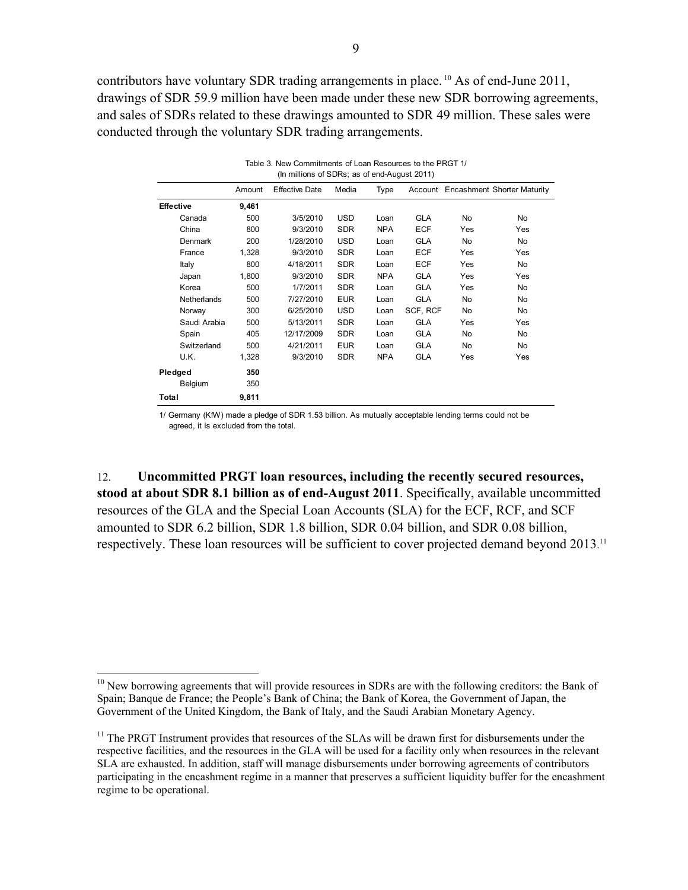contributors have voluntary SDR trading arrangements in place.[10] As of end-June 2011, drawings of SDR 59.9 million have been made under these new SDR borrowing agreements, and sales of SDRs related to these drawings amounted to SDR 49 million. These sales were conducted through the voluntary SDR trading arrangements.

Table 3. New Commitments of Loan Resources to the PRGT 1/
(In millions of SDRs; as of end-August 2011)

| | Amount | Effective Date | Media | Type | Account | Encashment | Shorter Maturity |
|---|---|---|---|---|---|---|---|
| **Effective** | **9,461** | | | | | | |
| Canada | 500 | 3/5/2010 | USD | Loan | GLA | No | No |
| China | 800 | 9/3/2010 | SDR | NPA | ECF | Yes | Yes |
| Denmark | 200 | 1/28/2010 | USD | Loan | GLA | No | No |
| France | 1,328 | 9/3/2010 | SDR | Loan | ECF | Yes | Yes |
| Italy | 800 | 4/18/2011 | SDR | Loan | ECF | Yes | No |
| Japan | 1,800 | 9/3/2010 | SDR | NPA | GLA | Yes | Yes |
| Korea | 500 | 1/7/2011 | SDR | Loan | GLA | Yes | No |
| Netherlands | 500 | 7/27/2010 | EUR | Loan | GLA | No | No |
| Norway | 300 | 6/25/2010 | USD | Loan | SCF, RCF | No | No |
| Saudi Arabia | 500 | 5/13/2011 | SDR | Loan | GLA | Yes | Yes |
| Spain | 405 | 12/17/2009 | SDR | Loan | GLA | No | No |
| Switzerland | 500 | 4/21/2011 | EUR | Loan | GLA | No | No |
| U.K. | 1,328 | 9/3/2010 | SDR | NPA | GLA | Yes | Yes |
| **Pledged** | **350** | | | | | | |
| Belgium | 350 | | | | | | |
| **Total** | **9,811** | | | | | | |

1/ Germany (KfW) made a pledge of SDR 1.53 billion. As mutually acceptable lending terms could not be agreed, it is excluded from the total.

12. **Uncommitted PRGT loan resources, including the recently secured resources, stood at about SDR 8.1 billion as of end-August 2011**. Specifically, available uncommitted resources of the GLA and the Special Loan Accounts (SLA) for the ECF, RCF, and SCF amounted to SDR 6.2 billion, SDR 1.8 billion, SDR 0.04 billion, and SDR 0.08 billion, respectively. These loan resources will be sufficient to cover projected demand beyond 2013.[11]

[10] New borrowing agreements that will provide resources in SDRs are with the following creditors: the Bank of Spain; Banque de France; the People's Bank of China; the Bank of Korea, the Government of Japan, the Government of the United Kingdom, the Bank of Italy, and the Saudi Arabian Monetary Agency.

[11] The PRGT Instrument provides that resources of the SLAs will be drawn first for disbursements under the respective facilities, and the resources in the GLA will be used for a facility only when resources in the relevant SLA are exhausted. In addition, staff will manage disbursements under borrowing agreements of contributors participating in the encashment regime in a manner that preserves a sufficient liquidity buffer for the encashment regime to be operational.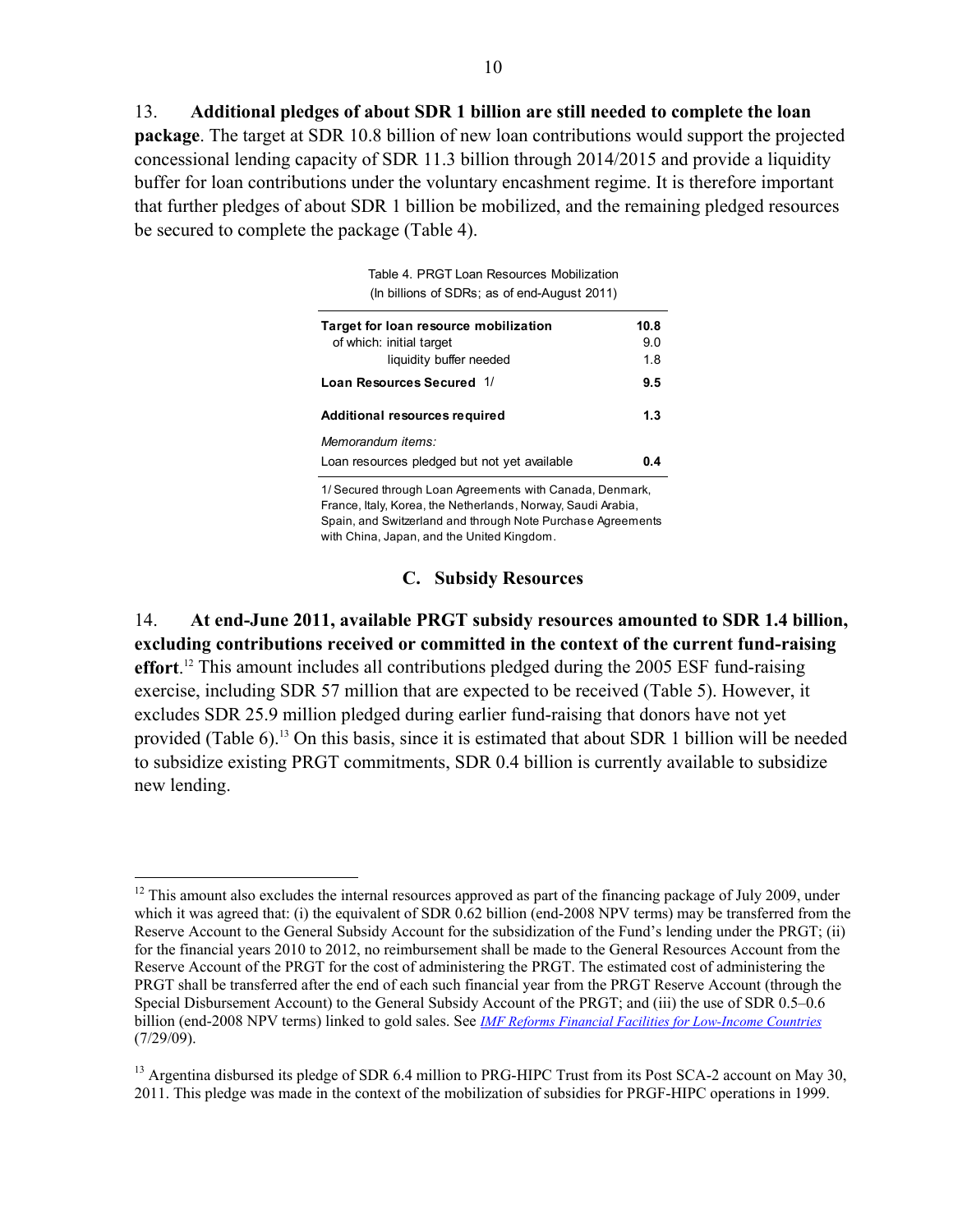13. **Additional pledges of about SDR 1 billion are still needed to complete the loan package**. The target at SDR 10.8 billion of new loan contributions would support the projected concessional lending capacity of SDR 11.3 billion through 2014/2015 and provide a liquidity buffer for loan contributions under the voluntary encashment regime. It is therefore important that further pledges of about SDR 1 billion be mobilized, and the remaining pledged resources be secured to complete the package (Table 4).

Table 4. PRGT Loan Resources Mobilization
(In billions of SDRs; as of end-August 2011)

| | |
|---|---|
| **Target for loan resource mobilization** | **10.8** |
| of which: initial target | 9.0 |
| liquidity buffer needed | 1.8 |
| **Loan Resources Secured** 1/ | **9.5** |
| **Additional resources required** | **1.3** |
| *Memorandum items:* | |
| Loan resources pledged but not yet available | **0.4** |

1/ Secured through Loan Agreements with Canada, Denmark, France, Italy, Korea, the Netherlands, Norway, Saudi Arabia, Spain, and Switzerland and through Note Purchase Agreements with China, Japan, and the United Kingdom.

### C. Subsidy Resources

14. **At end-June 2011, available PRGT subsidy resources amounted to SDR 1.4 billion, excluding contributions received or committed in the context of the current fund-raising effort**.[12] This amount includes all contributions pledged during the 2005 ESF fund-raising exercise, including SDR 57 million that are expected to be received (Table 5). However, it excludes SDR 25.9 million pledged during earlier fund-raising that donors have not yet provided (Table 6).[13] On this basis, since it is estimated that about SDR 1 billion will be needed to subsidize existing PRGT commitments, SDR 0.4 billion is currently available to subsidize new lending.

---

[12] This amount also excludes the internal resources approved as part of the financing package of July 2009, under which it was agreed that: (i) the equivalent of SDR 0.62 billion (end-2008 NPV terms) may be transferred from the Reserve Account to the General Subsidy Account for the subsidization of the Fund's lending under the PRGT; (ii) for the financial years 2010 to 2012, no reimbursement shall be made to the General Resources Account from the Reserve Account of the PRGT for the cost of administering the PRGT. The estimated cost of administering the PRGT shall be transferred after the end of each such financial year from the PRGT Reserve Account (through the Special Disbursement Account) to the General Subsidy Account of the PRGT; and (iii) the use of SDR 0.5–0.6 billion (end-2008 NPV terms) linked to gold sales. See *IMF Reforms Financial Facilities for Low-Income Countries* (7/29/09).

[13] Argentina disbursed its pledge of SDR 6.4 million to PRG-HIPC Trust from its Post SCA-2 account on May 30, 2011. This pledge was made in the context of the mobilization of subsidies for PRGF-HIPC operations in 1999.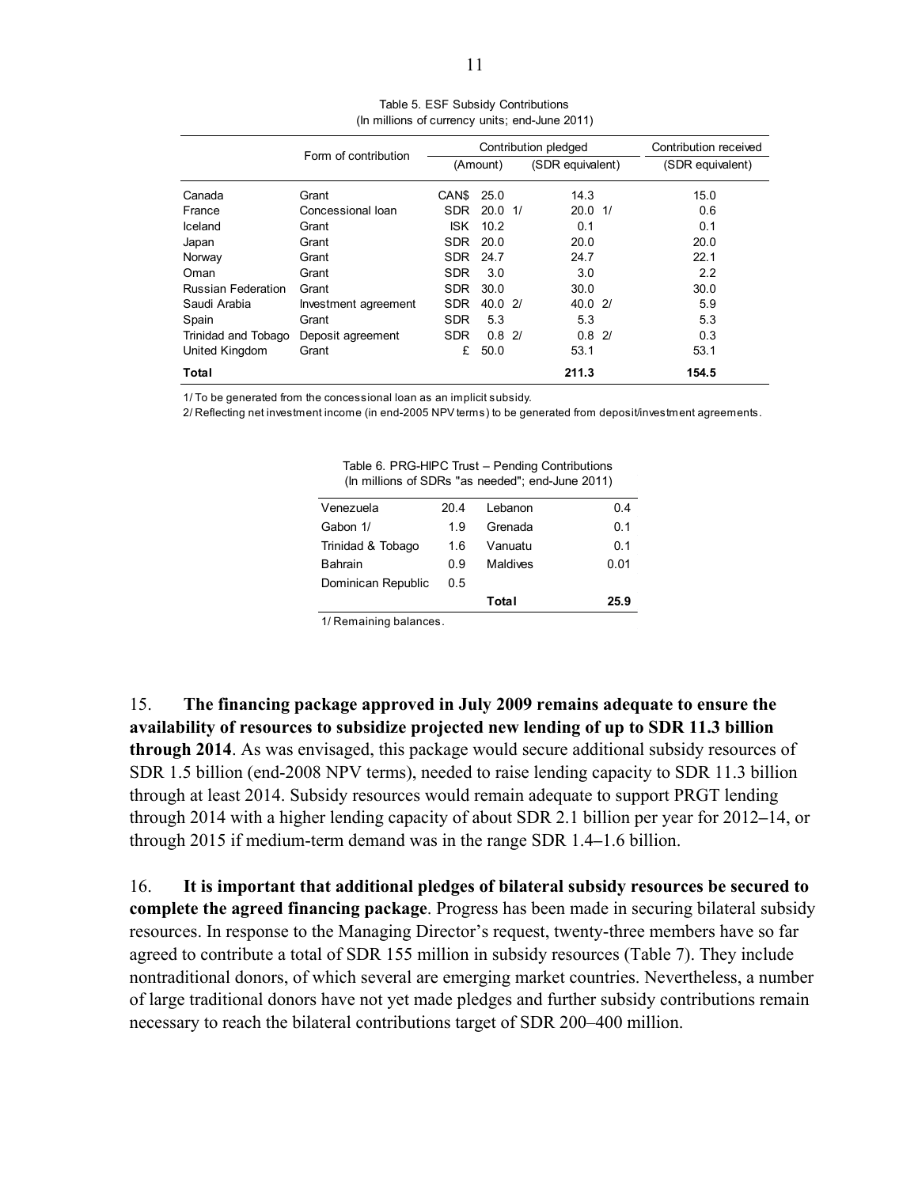Table 5. ESF Subsidy Contributions
(In millions of currency units; end-June 2011)

| | Form of contribution | Contribution pledged | | | Contribution received |
|---|---|---|---|---|---|
| | | (Amount) | | (SDR equivalent) | (SDR equivalent) |
| Canada | Grant | CAN$ | 25.0 | 14.3 | 15.0 |
| France | Concessional loan | SDR | 20.0 1/ | 20.0 1/ | 0.6 |
| Iceland | Grant | ISK | 10.2 | 0.1 | 0.1 |
| Japan | Grant | SDR | 20.0 | 20.0 | 20.0 |
| Norway | Grant | SDR | 24.7 | 24.7 | 22.1 |
| Oman | Grant | SDR | 3.0 | 3.0 | 2.2 |
| Russian Federation | Grant | SDR | 30.0 | 30.0 | 30.0 |
| Saudi Arabia | Investment agreement | SDR | 40.0 2/ | 40.0 2/ | 5.9 |
| Spain | Grant | SDR | 5.3 | 5.3 | 5.3 |
| Trinidad and Tobago | Deposit agreement | SDR | 0.8 2/ | 0.8 2/ | 0.3 |
| United Kingdom | Grant | £ | 50.0 | 53.1 | 53.1 |
| **Total** | | | | **211.3** | **154.5** |

1/ To be generated from the concessional loan as an implicit subsidy.
2/ Reflecting net investment income (in end-2005 NPV terms) to be generated from deposit/investment agreements.

Table 6. PRG-HIPC Trust – Pending Contributions
(In millions of SDRs "as needed"; end-June 2011)

| | | | |
|---|---|---|---|
| Venezuela | 20.4 | Lebanon | 0.4 |
| Gabon 1/ | 1.9 | Grenada | 0.1 |
| Trinidad & Tobago | 1.6 | Vanuatu | 0.1 |
| Bahrain | 0.9 | Maldives | 0.01 |
| Dominican Republic | 0.5 | | |
| | | **Total** | **25.9** |

1/ Remaining balances.

15. **The financing package approved in July 2009 remains adequate to ensure the availability of resources to subsidize projected new lending of up to SDR 11.3 billion through 2014**. As was envisaged, this package would secure additional subsidy resources of SDR 1.5 billion (end-2008 NPV terms), needed to raise lending capacity to SDR 11.3 billion through at least 2014. Subsidy resources would remain adequate to support PRGT lending through 2014 with a higher lending capacity of about SDR 2.1 billion per year for 2012–14, or through 2015 if medium-term demand was in the range SDR 1.4–1.6 billion.

16. **It is important that additional pledges of bilateral subsidy resources be secured to complete the agreed financing package**. Progress has been made in securing bilateral subsidy resources. In response to the Managing Director's request, twenty-three members have so far agreed to contribute a total of SDR 155 million in subsidy resources (Table 7). They include nontraditional donors, of which several are emerging market countries. Nevertheless, a number of large traditional donors have not yet made pledges and further subsidy contributions remain necessary to reach the bilateral contributions target of SDR 200–400 million.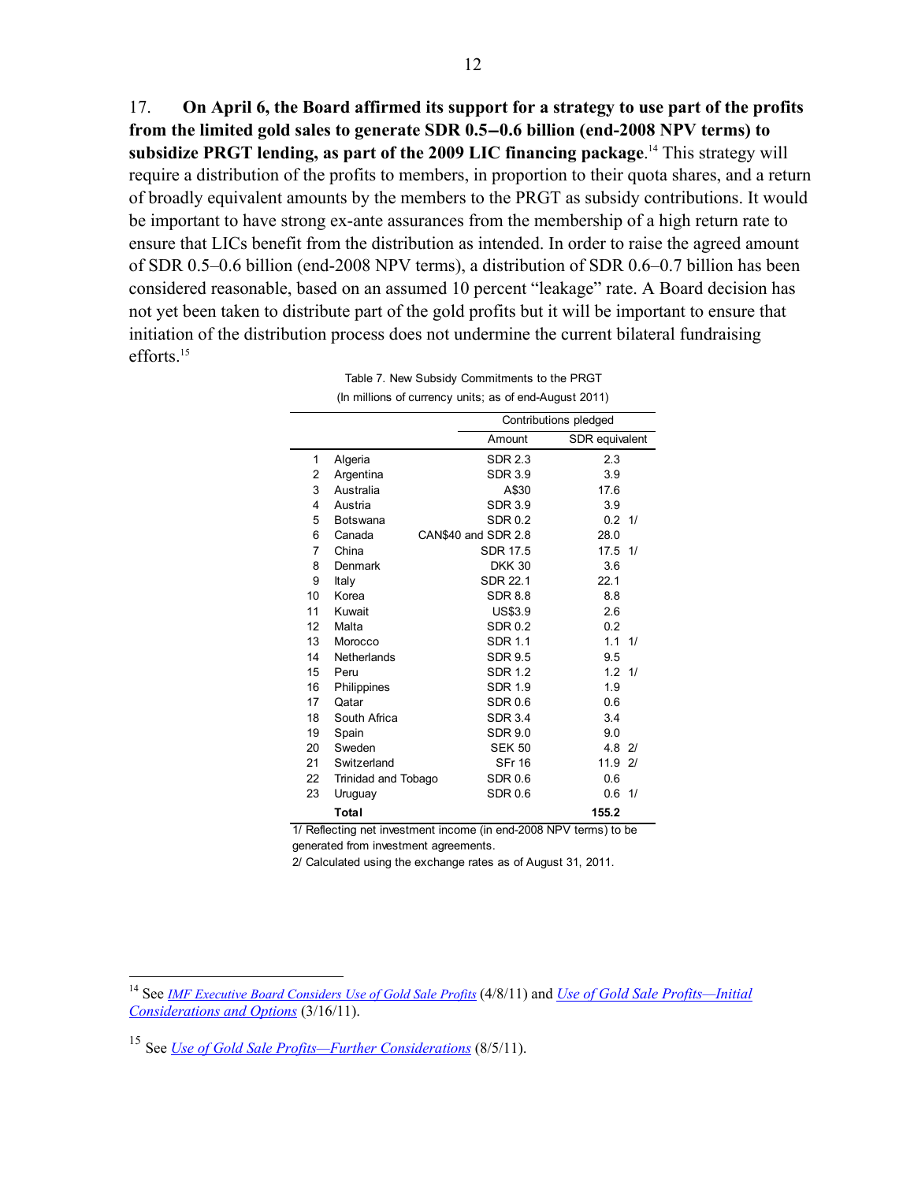17. **On April 6, the Board affirmed its support for a strategy to use part of the profits from the limited gold sales to generate SDR 0.5–0.6 billion (end-2008 NPV terms) to subsidize PRGT lending, as part of the 2009 LIC financing package**.[14] This strategy will require a distribution of the profits to members, in proportion to their quota shares, and a return of broadly equivalent amounts by the members to the PRGT as subsidy contributions. It would be important to have strong ex-ante assurances from the membership of a high return rate to ensure that LICs benefit from the distribution as intended. In order to raise the agreed amount of SDR 0.5–0.6 billion (end-2008 NPV terms), a distribution of SDR 0.6–0.7 billion has been considered reasonable, based on an assumed 10 percent "leakage" rate. A Board decision has not yet been taken to distribute part of the gold profits but it will be important to ensure that initiation of the distribution process does not undermine the current bilateral fundraising efforts.[15]

Table 7. New Subsidy Commitments to the PRGT
(In millions of currency units; as of end-August 2011)

| | | Contributions pledged | |
|---|---|---|---|
| | | Amount | SDR equivalent |
| 1 | Algeria | SDR 2.3 | 2.3 |
| 2 | Argentina | SDR 3.9 | 3.9 |
| 3 | Australia | A$30 | 17.6 |
| 4 | Austria | SDR 3.9 | 3.9 |
| 5 | Botswana | SDR 0.2 | 0.2 1/ |
| 6 | Canada | CAN$40 and SDR 2.8 | 28.0 |
| 7 | China | SDR 17.5 | 17.5 1/ |
| 8 | Denmark | DKK 30 | 3.6 |
| 9 | Italy | SDR 22.1 | 22.1 |
| 10 | Korea | SDR 8.8 | 8.8 |
| 11 | Kuwait | US$3.9 | 2.6 |
| 12 | Malta | SDR 0.2 | 0.2 |
| 13 | Morocco | SDR 1.1 | 1.1 1/ |
| 14 | Netherlands | SDR 9.5 | 9.5 |
| 15 | Peru | SDR 1.2 | 1.2 1/ |
| 16 | Philippines | SDR 1.9 | 1.9 |
| 17 | Qatar | SDR 0.6 | 0.6 |
| 18 | South Africa | SDR 3.4 | 3.4 |
| 19 | Spain | SDR 9.0 | 9.0 |
| 20 | Sweden | SEK 50 | 4.8 2/ |
| 21 | Switzerland | SFr 16 | 11.9 2/ |
| 22 | Trinidad and Tobago | SDR 0.6 | 0.6 |
| 23 | Uruguay | SDR 0.6 | 0.6 1/ |
| | **Total** | | **155.2** |

1/ Reflecting net investment income (in end-2008 NPV terms) to be generated from investment agreements.
2/ Calculated using the exchange rates as of August 31, 2011.

[14] See *IMF Executive Board Considers Use of Gold Sale Profits* (4/8/11) and *Use of Gold Sale Profits—Initial Considerations and Options* (3/16/11).

[15] See *Use of Gold Sale Profits—Further Considerations* (8/5/11).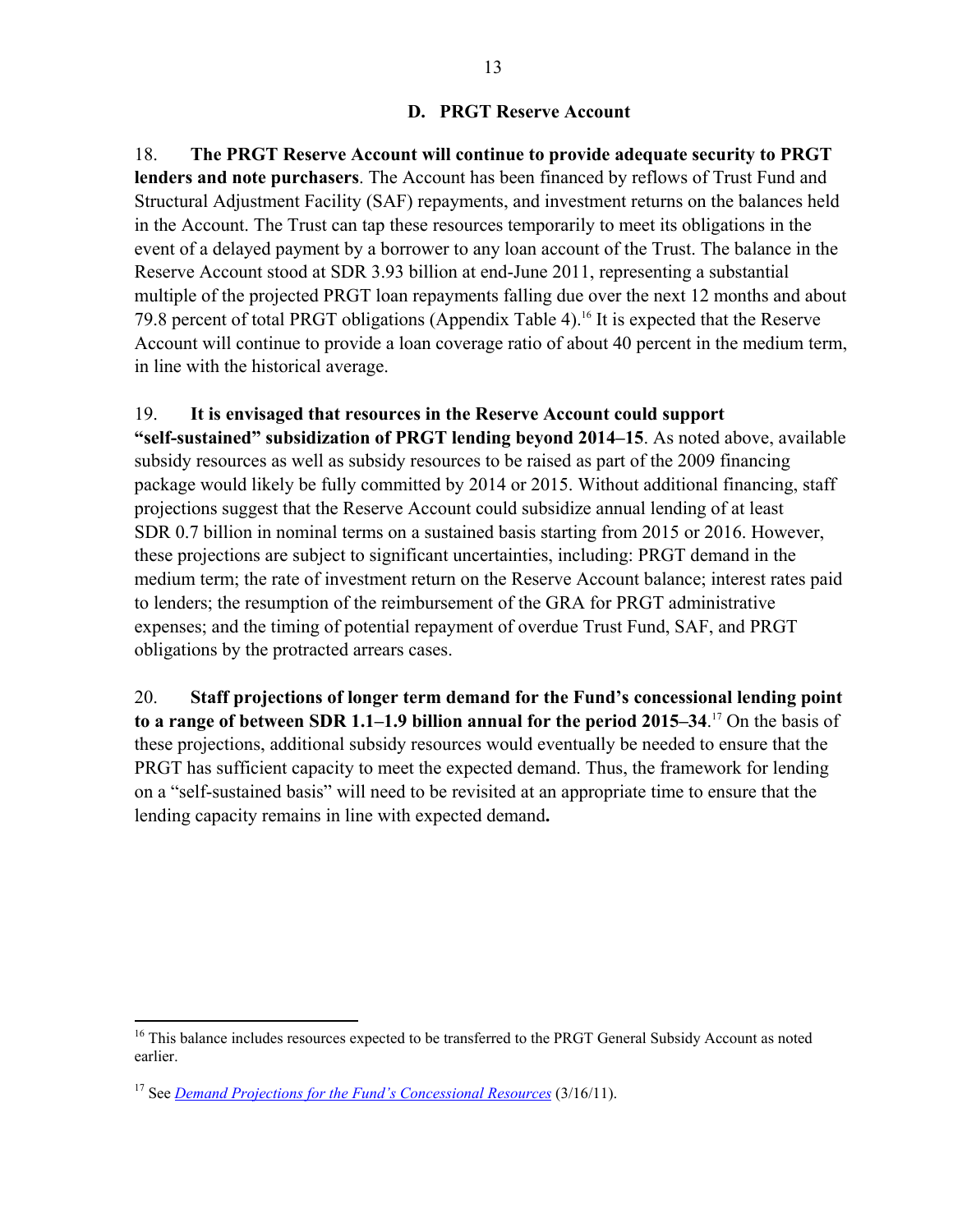### D. PRGT Reserve Account

18. **The PRGT Reserve Account will continue to provide adequate security to PRGT lenders and note purchasers**. The Account has been financed by reflows of Trust Fund and Structural Adjustment Facility (SAF) repayments, and investment returns on the balances held in the Account. The Trust can tap these resources temporarily to meet its obligations in the event of a delayed payment by a borrower to any loan account of the Trust. The balance in the Reserve Account stood at SDR 3.93 billion at end-June 2011, representing a substantial multiple of the projected PRGT loan repayments falling due over the next 12 months and about 79.8 percent of total PRGT obligations (Appendix Table 4).[16] It is expected that the Reserve Account will continue to provide a loan coverage ratio of about 40 percent in the medium term, in line with the historical average.

19. **It is envisaged that resources in the Reserve Account could support "self-sustained" subsidization of PRGT lending beyond 2014–15**. As noted above, available subsidy resources as well as subsidy resources to be raised as part of the 2009 financing package would likely be fully committed by 2014 or 2015. Without additional financing, staff projections suggest that the Reserve Account could subsidize annual lending of at least SDR 0.7 billion in nominal terms on a sustained basis starting from 2015 or 2016. However, these projections are subject to significant uncertainties, including: PRGT demand in the medium term; the rate of investment return on the Reserve Account balance; interest rates paid to lenders; the resumption of the reimbursement of the GRA for PRGT administrative expenses; and the timing of potential repayment of overdue Trust Fund, SAF, and PRGT obligations by the protracted arrears cases.

20. **Staff projections of longer term demand for the Fund's concessional lending point to a range of between SDR 1.1–1.9 billion annual for the period 2015–34**.[17] On the basis of these projections, additional subsidy resources would eventually be needed to ensure that the PRGT has sufficient capacity to meet the expected demand. Thus, the framework for lending on a "self-sustained basis" will need to be revisited at an appropriate time to ensure that the lending capacity remains in line with expected demand**.**

---

[16] This balance includes resources expected to be transferred to the PRGT General Subsidy Account as noted earlier.

[17] See *Demand Projections for the Fund's Concessional Resources* (3/16/11).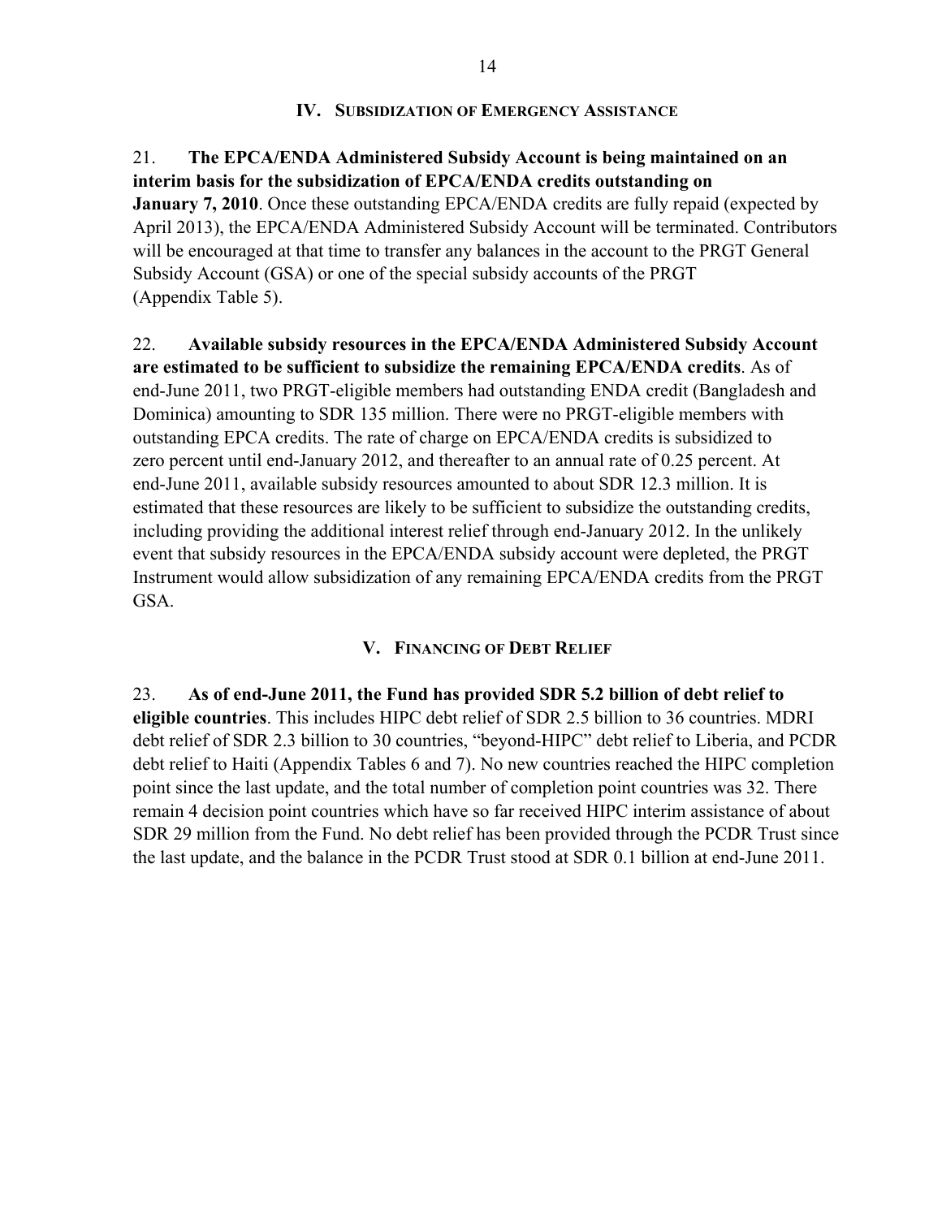## IV. Subsidization of Emergency Assistance

21. **The EPCA/ENDA Administered Subsidy Account is being maintained on an interim basis for the subsidization of EPCA/ENDA credits outstanding on January 7, 2010**. Once these outstanding EPCA/ENDA credits are fully repaid (expected by April 2013), the EPCA/ENDA Administered Subsidy Account will be terminated. Contributors will be encouraged at that time to transfer any balances in the account to the PRGT General Subsidy Account (GSA) or one of the special subsidy accounts of the PRGT (Appendix Table 5).

22. **Available subsidy resources in the EPCA/ENDA Administered Subsidy Account are estimated to be sufficient to subsidize the remaining EPCA/ENDA credits**. As of end-June 2011, two PRGT-eligible members had outstanding ENDA credit (Bangladesh and Dominica) amounting to SDR 135 million. There were no PRGT-eligible members with outstanding EPCA credits. The rate of charge on EPCA/ENDA credits is subsidized to zero percent until end-January 2012, and thereafter to an annual rate of 0.25 percent. At end-June 2011, available subsidy resources amounted to about SDR 12.3 million. It is estimated that these resources are likely to be sufficient to subsidize the outstanding credits, including providing the additional interest relief through end-January 2012. In the unlikely event that subsidy resources in the EPCA/ENDA subsidy account were depleted, the PRGT Instrument would allow subsidization of any remaining EPCA/ENDA credits from the PRGT GSA.

## V. Financing of Debt Relief

23. **As of end-June 2011, the Fund has provided SDR 5.2 billion of debt relief to eligible countries**. This includes HIPC debt relief of SDR 2.5 billion to 36 countries. MDRI debt relief of SDR 2.3 billion to 30 countries, "beyond-HIPC" debt relief to Liberia, and PCDR debt relief to Haiti (Appendix Tables 6 and 7). No new countries reached the HIPC completion point since the last update, and the total number of completion point countries was 32. There remain 4 decision point countries which have so far received HIPC interim assistance of about SDR 29 million from the Fund. No debt relief has been provided through the PCDR Trust since the last update, and the balance in the PCDR Trust stood at SDR 0.1 billion at end-June 2011.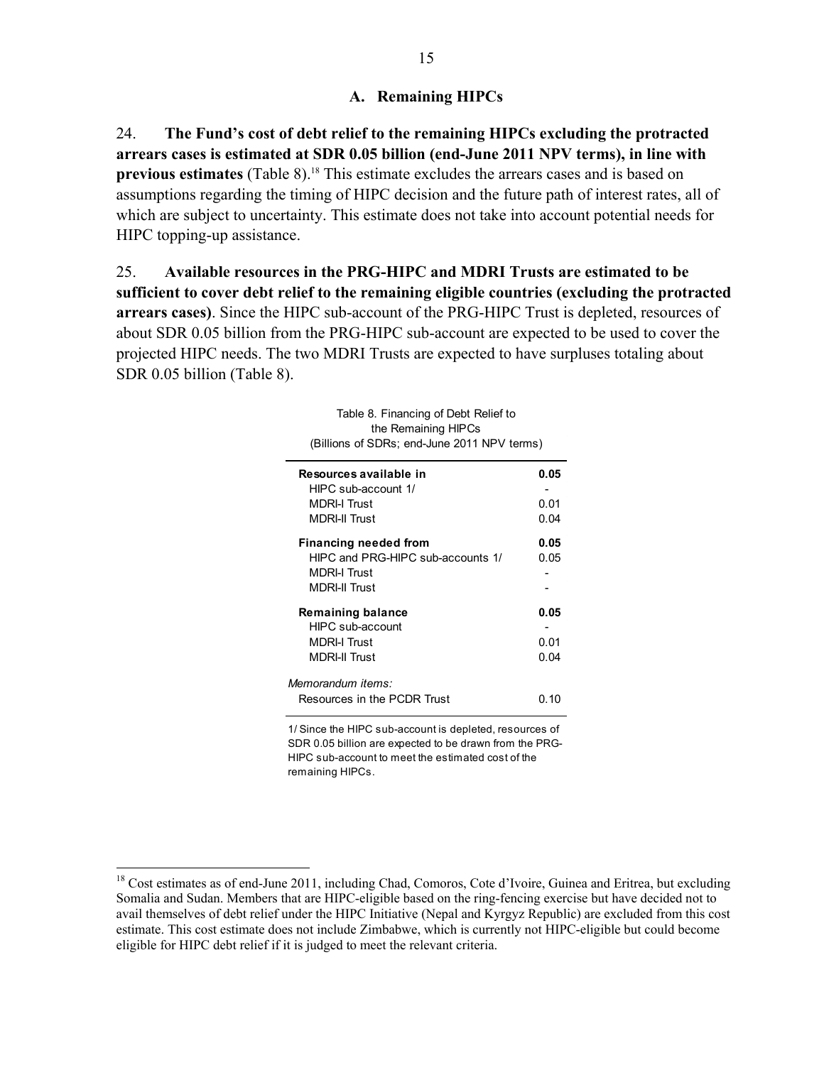### A. Remaining HIPCs

24. **The Fund's cost of debt relief to the remaining HIPCs excluding the protracted arrears cases is estimated at SDR 0.05 billion (end-June 2011 NPV terms), in line with previous estimates** (Table 8).[18] This estimate excludes the arrears cases and is based on assumptions regarding the timing of HIPC decision and the future path of interest rates, all of which are subject to uncertainty. This estimate does not take into account potential needs for HIPC topping-up assistance.

25. **Available resources in the PRG-HIPC and MDRI Trusts are estimated to be sufficient to cover debt relief to the remaining eligible countries (excluding the protracted arrears cases)**. Since the HIPC sub-account of the PRG-HIPC Trust is depleted, resources of about SDR 0.05 billion from the PRG-HIPC sub-account are expected to be used to cover the projected HIPC needs. The two MDRI Trusts are expected to have surpluses totaling about SDR 0.05 billion (Table 8).

Table 8. Financing of Debt Relief to the Remaining HIPCs
(Billions of SDRs; end-June 2011 NPV terms)

| | |
|---|---|
| **Resources available in** | **0.05** |
| HIPC sub-account 1/ | - |
| MDRI-I Trust | 0.01 |
| MDRI-II Trust | 0.04 |
| **Financing needed from** | **0.05** |
| HIPC and PRG-HIPC sub-accounts 1/ | 0.05 |
| MDRI-I Trust | - |
| MDRI-II Trust | - |
| **Remaining balance** | **0.05** |
| HIPC sub-account | - |
| MDRI-I Trust | 0.01 |
| MDRI-II Trust | 0.04 |
| *Memorandum items:* | |
| Resources in the PCDR Trust | 0.10 |

1/ Since the HIPC sub-account is depleted, resources of SDR 0.05 billion are expected to be drawn from the PRG-HIPC sub-account to meet the estimated cost of the remaining HIPCs.

[18] Cost estimates as of end-June 2011, including Chad, Comoros, Cote d'Ivoire, Guinea and Eritrea, but excluding Somalia and Sudan. Members that are HIPC-eligible based on the ring-fencing exercise but have decided not to avail themselves of debt relief under the HIPC Initiative (Nepal and Kyrgyz Republic) are excluded from this cost estimate. This cost estimate does not include Zimbabwe, which is currently not HIPC-eligible but could become eligible for HIPC debt relief if it is judged to meet the relevant criteria.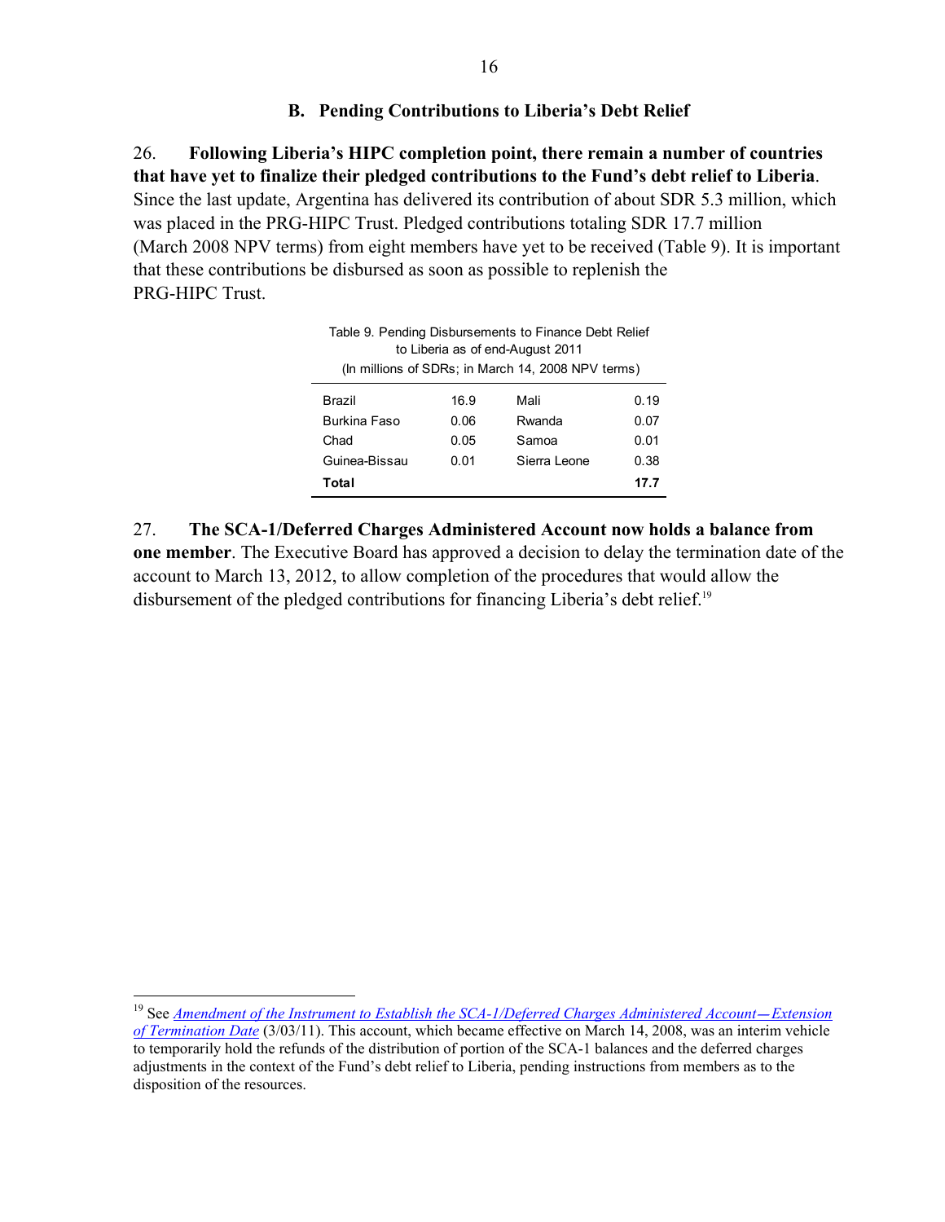### B. Pending Contributions to Liberia's Debt Relief

26. **Following Liberia's HIPC completion point, there remain a number of countries that have yet to finalize their pledged contributions to the Fund's debt relief to Liberia**. Since the last update, Argentina has delivered its contribution of about SDR 5.3 million, which was placed in the PRG-HIPC Trust. Pledged contributions totaling SDR 17.7 million (March 2008 NPV terms) from eight members have yet to be received (Table 9). It is important that these contributions be disbursed as soon as possible to replenish the PRG-HIPC Trust.

Table 9. Pending Disbursements to Finance Debt Relief to Liberia as of end-August 2011
(In millions of SDRs; in March 14, 2008 NPV terms)

| | | | |
|---|---|---|---|
| Brazil | 16.9 | Mali | 0.19 |
| Burkina Faso | 0.06 | Rwanda | 0.07 |
| Chad | 0.05 | Samoa | 0.01 |
| Guinea-Bissau | 0.01 | Sierra Leone | 0.38 |
| **Total** | | | **17.7** |

27. **The SCA-1/Deferred Charges Administered Account now holds a balance from one member**. The Executive Board has approved a decision to delay the termination date of the account to March 13, 2012, to allow completion of the procedures that would allow the disbursement of the pledged contributions for financing Liberia's debt relief.[19]

---

[19] See *Amendment of the Instrument to Establish the SCA-1/Deferred Charges Administered Account—Extension of Termination Date* (3/03/11). This account, which became effective on March 14, 2008, was an interim vehicle to temporarily hold the refunds of the distribution of portion of the SCA-1 balances and the deferred charges adjustments in the context of the Fund's debt relief to Liberia, pending instructions from members as to the disposition of the resources.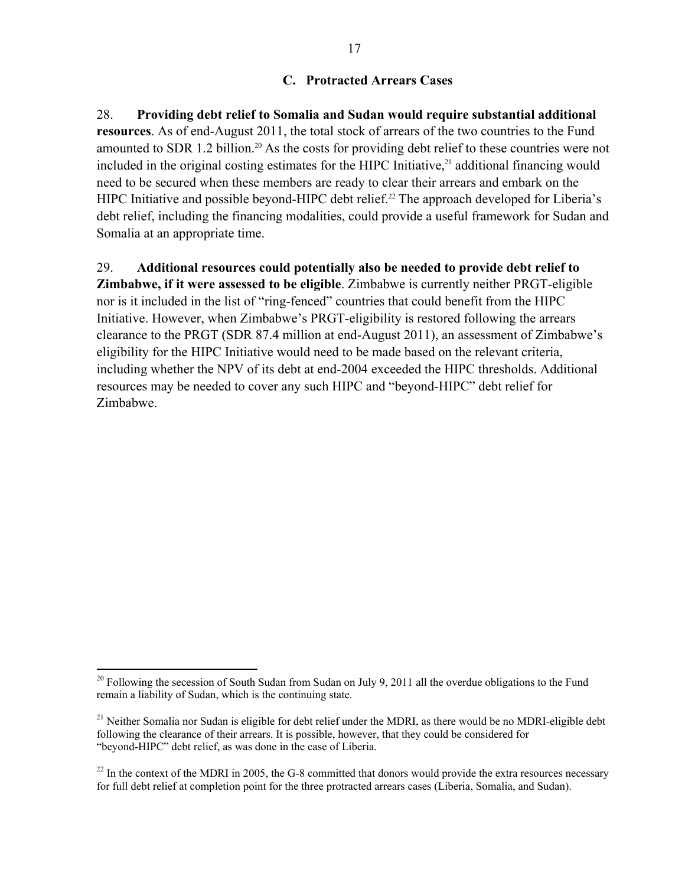### C. Protracted Arrears Cases

28. **Providing debt relief to Somalia and Sudan would require substantial additional resources**. As of end-August 2011, the total stock of arrears of the two countries to the Fund amounted to SDR 1.2 billion.[20] As the costs for providing debt relief to these countries were not included in the original costing estimates for the HIPC Initiative,[21] additional financing would need to be secured when these members are ready to clear their arrears and embark on the HIPC Initiative and possible beyond-HIPC debt relief.[22] The approach developed for Liberia's debt relief, including the financing modalities, could provide a useful framework for Sudan and Somalia at an appropriate time.

29. **Additional resources could potentially also be needed to provide debt relief to Zimbabwe, if it were assessed to be eligible**. Zimbabwe is currently neither PRGT-eligible nor is it included in the list of "ring-fenced" countries that could benefit from the HIPC Initiative. However, when Zimbabwe's PRGT-eligibility is restored following the arrears clearance to the PRGT (SDR 87.4 million at end-August 2011), an assessment of Zimbabwe's eligibility for the HIPC Initiative would need to be made based on the relevant criteria, including whether the NPV of its debt at end-2004 exceeded the HIPC thresholds. Additional resources may be needed to cover any such HIPC and "beyond-HIPC" debt relief for Zimbabwe.

---

[20] Following the secession of South Sudan from Sudan on July 9, 2011 all the overdue obligations to the Fund remain a liability of Sudan, which is the continuing state.

[21] Neither Somalia nor Sudan is eligible for debt relief under the MDRI, as there would be no MDRI-eligible debt following the clearance of their arrears. It is possible, however, that they could be considered for "beyond-HIPC" debt relief, as was done in the case of Liberia.

[22] In the context of the MDRI in 2005, the G-8 committed that donors would provide the extra resources necessary for full debt relief at completion point for the three protracted arrears cases (Liberia, Somalia, and Sudan).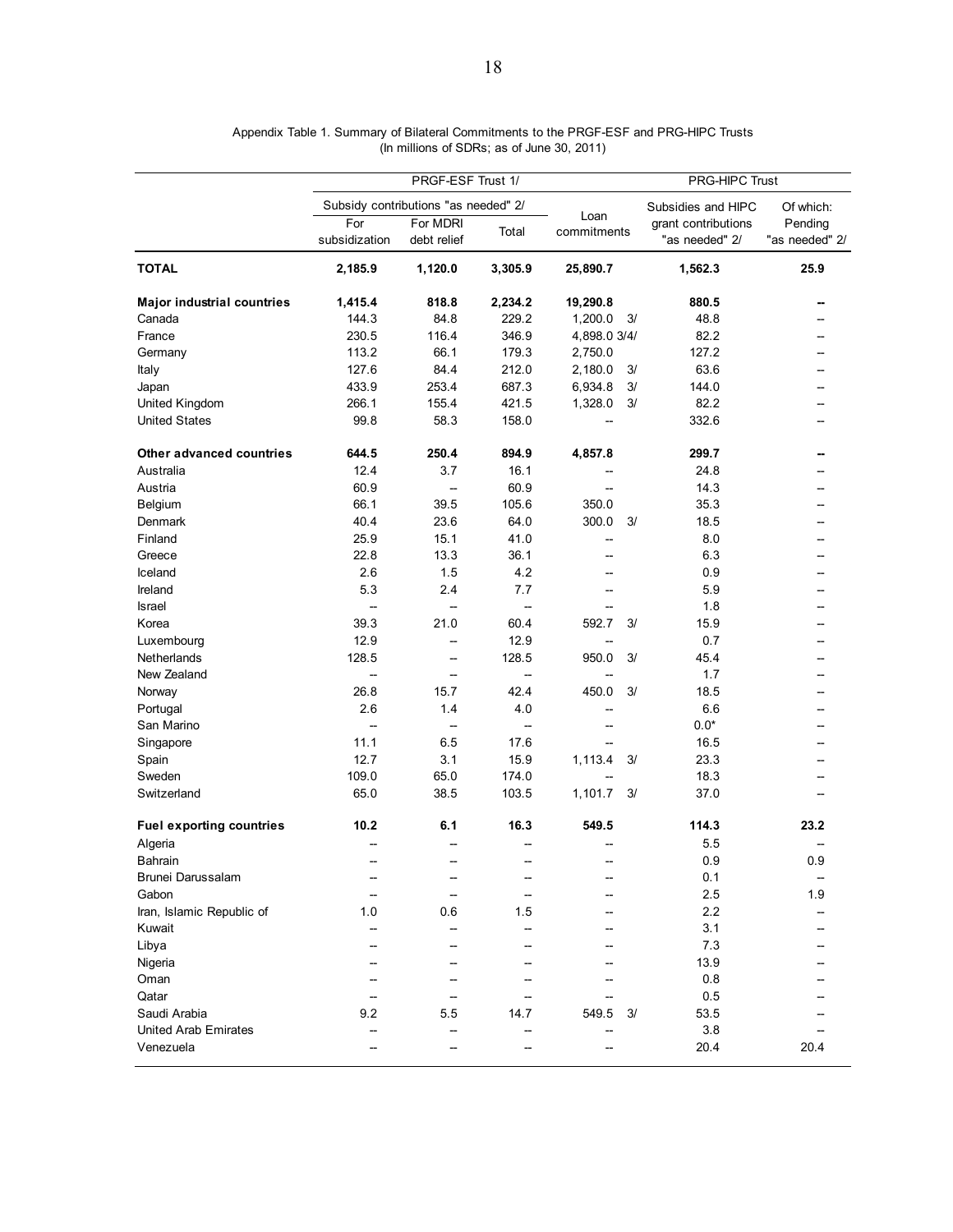Appendix Table 1. Summary of Bilateral Commitments to the PRGF-ESF and PRG-HIPC Trusts
(In millions of SDRs; as of June 30, 2011)

| | PRGF-ESF Trust 1/ | | | | PRG-HIPC Trust | |
|---|---|---|---|---|---|---|
| | Subsidy contributions "as needed" 2/ | | | Loan commitments | Subsidies and HIPC grant contributions "as needed" 2/ | Of which: Pending "as needed" 2/ |
| | For subsidization | For MDRI debt relief | Total | | | |
| **TOTAL** | **2,185.9** | **1,120.0** | **3,305.9** | **25,890.7** | **1,562.3** | **25.9** |
| **Major industrial countries** | **1,415.4** | **818.8** | **2,234.2** | **19,290.8** | **880.5** | **--** |
| Canada | 144.3 | 84.8 | 229.2 | 1,200.0 3/ | 48.8 | -- |
| France | 230.5 | 116.4 | 346.9 | 4,898.0 3/4/ | 82.2 | -- |
| Germany | 113.2 | 66.1 | 179.3 | 2,750.0 | 127.2 | -- |
| Italy | 127.6 | 84.4 | 212.0 | 2,180.0 3/ | 63.6 | -- |
| Japan | 433.9 | 253.4 | 687.3 | 6,934.8 3/ | 144.0 | -- |
| United Kingdom | 266.1 | 155.4 | 421.5 | 1,328.0 3/ | 82.2 | -- |
| United States | 99.8 | 58.3 | 158.0 | -- | 332.6 | -- |
| **Other advanced countries** | **644.5** | **250.4** | **894.9** | **4,857.8** | **299.7** | **--** |
| Australia | 12.4 | 3.7 | 16.1 | -- | 24.8 | -- |
| Austria | 60.9 | -- | 60.9 | -- | 14.3 | -- |
| Belgium | 66.1 | 39.5 | 105.6 | 350.0 | 35.3 | -- |
| Denmark | 40.4 | 23.6 | 64.0 | 300.0 3/ | 18.5 | -- |
| Finland | 25.9 | 15.1 | 41.0 | -- | 8.0 | -- |
| Greece | 22.8 | 13.3 | 36.1 | -- | 6.3 | -- |
| Iceland | 2.6 | 1.5 | 4.2 | -- | 0.9 | -- |
| Ireland | 5.3 | 2.4 | 7.7 | -- | 5.9 | -- |
| Israel | -- | -- | -- | -- | 1.8 | -- |
| Korea | 39.3 | 21.0 | 60.4 | 592.7 3/ | 15.9 | -- |
| Luxembourg | 12.9 | -- | 12.9 | -- | 0.7 | -- |
| Netherlands | 128.5 | -- | 128.5 | 950.0 3/ | 45.4 | -- |
| New Zealand | -- | -- | -- | -- | 1.7 | -- |
| Norway | 26.8 | 15.7 | 42.4 | 450.0 3/ | 18.5 | -- |
| Portugal | 2.6 | 1.4 | 4.0 | -- | 6.6 | -- |
| San Marino | -- | -- | -- | -- | 0.0* | -- |
| Singapore | 11.1 | 6.5 | 17.6 | -- | 16.5 | -- |
| Spain | 12.7 | 3.1 | 15.9 | 1,113.4 3/ | 23.3 | -- |
| Sweden | 109.0 | 65.0 | 174.0 | -- | 18.3 | -- |
| Switzerland | 65.0 | 38.5 | 103.5 | 1,101.7 3/ | 37.0 | -- |
| **Fuel exporting countries** | **10.2** | **6.1** | **16.3** | **549.5** | **114.3** | **23.2** |
| Algeria | -- | -- | -- | -- | 5.5 | -- |
| Bahrain | -- | -- | -- | -- | 0.9 | 0.9 |
| Brunei Darussalam | -- | -- | -- | -- | 0.1 | -- |
| Gabon | -- | -- | -- | -- | 2.5 | 1.9 |
| Iran, Islamic Republic of | 1.0 | 0.6 | 1.5 | -- | 2.2 | -- |
| Kuwait | -- | -- | -- | -- | 3.1 | -- |
| Libya | -- | -- | -- | -- | 7.3 | -- |
| Nigeria | -- | -- | -- | -- | 13.9 | -- |
| Oman | -- | -- | -- | -- | 0.8 | -- |
| Qatar | -- | -- | -- | -- | 0.5 | -- |
| Saudi Arabia | 9.2 | 5.5 | 14.7 | 549.5 3/ | 53.5 | -- |
| United Arab Emirates | -- | -- | -- | -- | 3.8 | -- |
| Venezuela | -- | -- | -- | -- | 20.4 | 20.4 |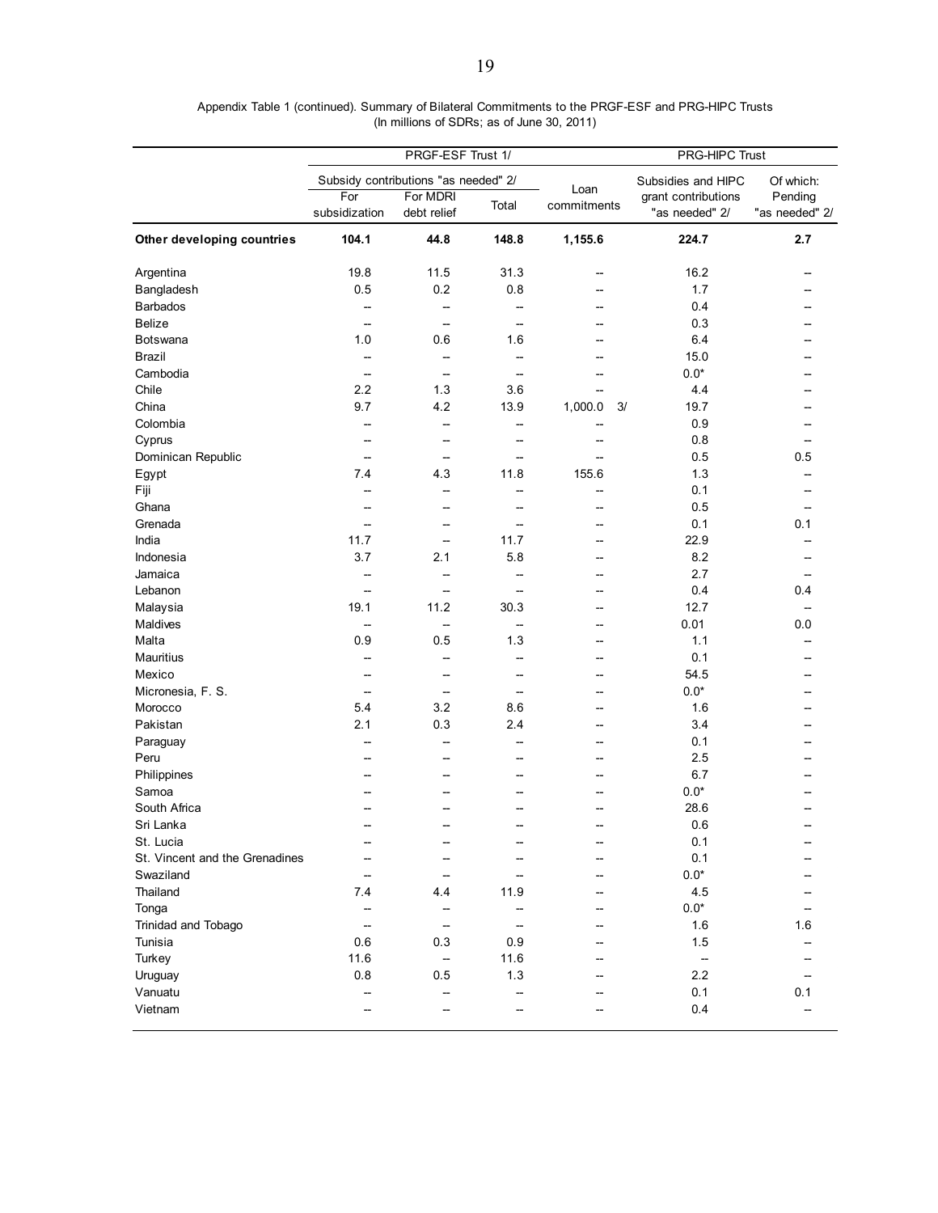Appendix Table 1 (continued). Summary of Bilateral Commitments to the PRGF-ESF and PRG-HIPC Trusts
(In millions of SDRs; as of June 30, 2011)

| | PRGF-ESF Trust 1/ | | | | PRG-HIPC Trust | |
|---|---|---|---|---|---|---|
| | Subsidy contributions "as needed" 2/ | | | Loan commitments | Subsidies and HIPC grant contributions "as needed" 2/ | Of which: Pending "as needed" 2/ |
| | For subsidization | For MDRI debt relief | Total | | | |
| **Other developing countries** | **104.1** | **44.8** | **148.8** | **1,155.6** | **224.7** | **2.7** |
| Argentina | 19.8 | 11.5 | 31.3 | -- | 16.2 | -- |
| Bangladesh | 0.5 | 0.2 | 0.8 | -- | 1.7 | -- |
| Barbados | -- | -- | -- | -- | 0.4 | -- |
| Belize | -- | -- | -- | -- | 0.3 | -- |
| Botswana | 1.0 | 0.6 | 1.6 | -- | 6.4 | -- |
| Brazil | -- | -- | -- | -- | 15.0 | -- |
| Cambodia | -- | -- | -- | -- | 0.0* | -- |
| Chile | 2.2 | 1.3 | 3.6 | -- | 4.4 | -- |
| China | 9.7 | 4.2 | 13.9 | 1,000.0 3/ | 19.7 | -- |
| Colombia | -- | -- | -- | -- | 0.9 | -- |
| Cyprus | -- | -- | -- | -- | 0.8 | -- |
| Dominican Republic | -- | -- | -- | -- | 0.5 | 0.5 |
| Egypt | 7.4 | 4.3 | 11.8 | 155.6 | 1.3 | -- |
| Fiji | -- | -- | -- | -- | 0.1 | -- |
| Ghana | -- | -- | -- | -- | 0.5 | -- |
| Grenada | -- | -- | -- | -- | 0.1 | 0.1 |
| India | 11.7 | -- | 11.7 | -- | 22.9 | -- |
| Indonesia | 3.7 | 2.1 | 5.8 | -- | 8.2 | -- |
| Jamaica | -- | -- | -- | -- | 2.7 | -- |
| Lebanon | -- | -- | -- | -- | 0.4 | 0.4 |
| Malaysia | 19.1 | 11.2 | 30.3 | -- | 12.7 | -- |
| Maldives | -- | -- | -- | -- | 0.01 | 0.0 |
| Malta | 0.9 | 0.5 | 1.3 | -- | 1.1 | -- |
| Mauritius | -- | -- | -- | -- | 0.1 | -- |
| Mexico | -- | -- | -- | -- | 54.5 | -- |
| Micronesia, F. S. | -- | -- | -- | -- | 0.0* | -- |
| Morocco | 5.4 | 3.2 | 8.6 | -- | 1.6 | -- |
| Pakistan | 2.1 | 0.3 | 2.4 | -- | 3.4 | -- |
| Paraguay | -- | -- | -- | -- | 0.1 | -- |
| Peru | -- | -- | -- | -- | 2.5 | -- |
| Philippines | -- | -- | -- | -- | 6.7 | -- |
| Samoa | -- | -- | -- | -- | 0.0* | -- |
| South Africa | -- | -- | -- | -- | 28.6 | -- |
| Sri Lanka | -- | -- | -- | -- | 0.6 | -- |
| St. Lucia | -- | -- | -- | -- | 0.1 | -- |
| St. Vincent and the Grenadines | -- | -- | -- | -- | 0.1 | -- |
| Swaziland | -- | -- | -- | -- | 0.0* | -- |
| Thailand | 7.4 | 4.4 | 11.9 | -- | 4.5 | -- |
| Tonga | -- | -- | -- | -- | 0.0* | -- |
| Trinidad and Tobago | -- | -- | -- | -- | 1.6 | 1.6 |
| Tunisia | 0.6 | 0.3 | 0.9 | -- | 1.5 | -- |
| Turkey | 11.6 | -- | 11.6 | -- | -- | -- |
| Uruguay | 0.8 | 0.5 | 1.3 | -- | 2.2 | -- |
| Vanuatu | -- | -- | -- | -- | 0.1 | 0.1 |
| Vietnam | -- | -- | -- | -- | 0.4 | -- |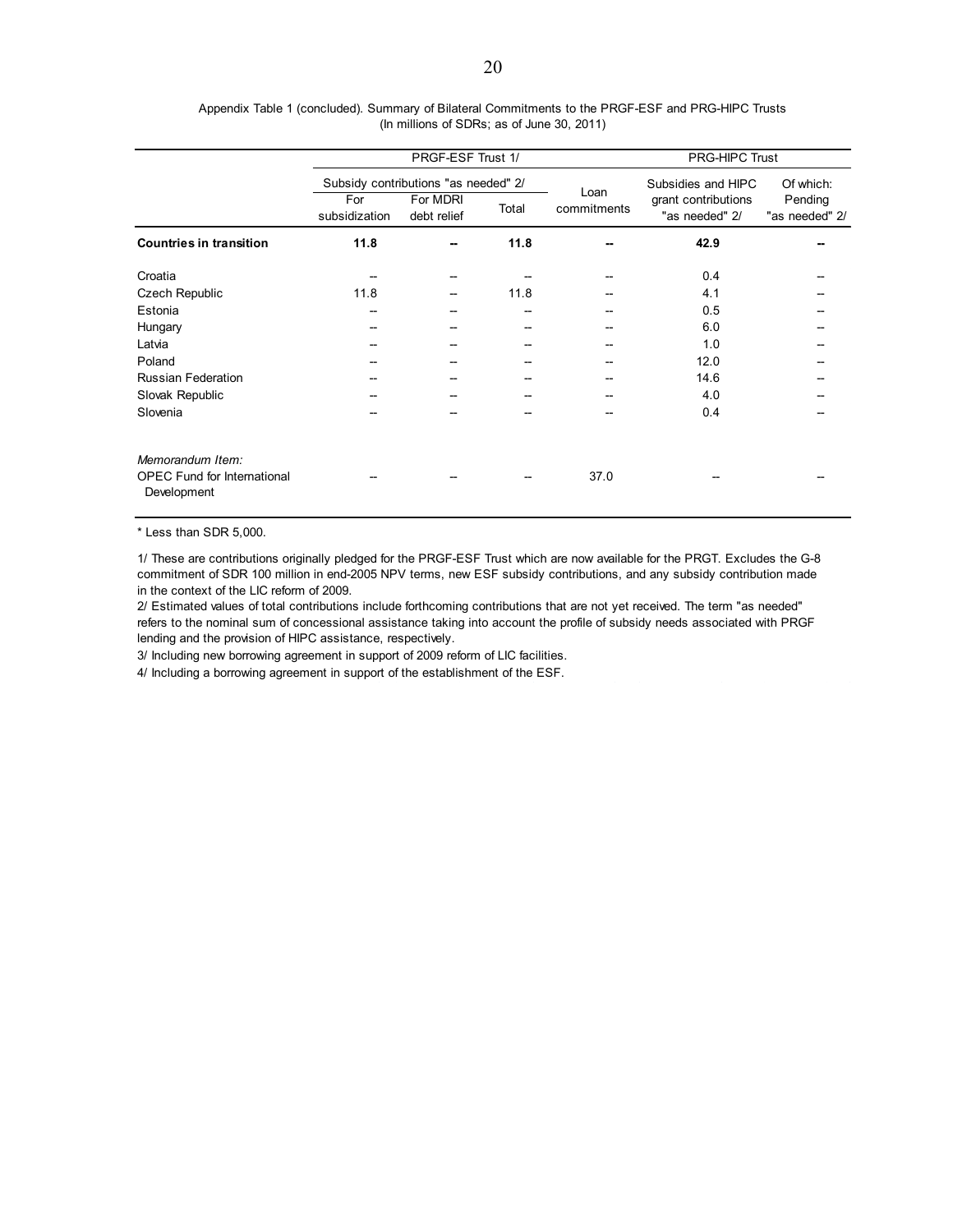Appendix Table 1 (concluded). Summary of Bilateral Commitments to the PRGF-ESF and PRG-HIPC Trusts
(In millions of SDRs; as of June 30, 2011)

| | PRGF-ESF Trust 1/ | | | | PRG-HIPC Trust | |
|---|---|---|---|---|---|---|
| | Subsidy contributions "as needed" 2/ | | | Loan commitments | Subsidies and HIPC grant contributions "as needed" 2/ | Of which: Pending "as needed" 2/ |
| | For subsidization | For MDRI debt relief | Total | | | |
| **Countries in transition** | **11.8** | **--** | **11.8** | **--** | **42.9** | **--** |
| Croatia | -- | -- | -- | -- | 0.4 | -- |
| Czech Republic | 11.8 | -- | 11.8 | -- | 4.1 | -- |
| Estonia | -- | -- | -- | -- | 0.5 | -- |
| Hungary | -- | -- | -- | -- | 6.0 | -- |
| Latvia | -- | -- | -- | -- | 1.0 | -- |
| Poland | -- | -- | -- | -- | 12.0 | -- |
| Russian Federation | -- | -- | -- | -- | 14.6 | -- |
| Slovak Republic | -- | -- | -- | -- | 4.0 | -- |
| Slovenia | -- | -- | -- | -- | 0.4 | -- |
| *Memorandum Item:* | | | | | | |
| OPEC Fund for International Development | -- | -- | -- | 37.0 | -- | -- |

\* Less than SDR 5,000.

1/ These are contributions originally pledged for the PRGF-ESF Trust which are now available for the PRGT. Excludes the G-8 commitment of SDR 100 million in end-2005 NPV terms, new ESF subsidy contributions, and any subsidy contribution made in the context of the LIC reform of 2009.

2/ Estimated values of total contributions include forthcoming contributions that are not yet received. The term "as needed" refers to the nominal sum of concessional assistance taking into account the profile of subsidy needs associated with PRGF lending and the provision of HIPC assistance, respectively.

3/ Including new borrowing agreement in support of 2009 reform of LIC facilities.

4/ Including a borrowing agreement in support of the establishment of the ESF.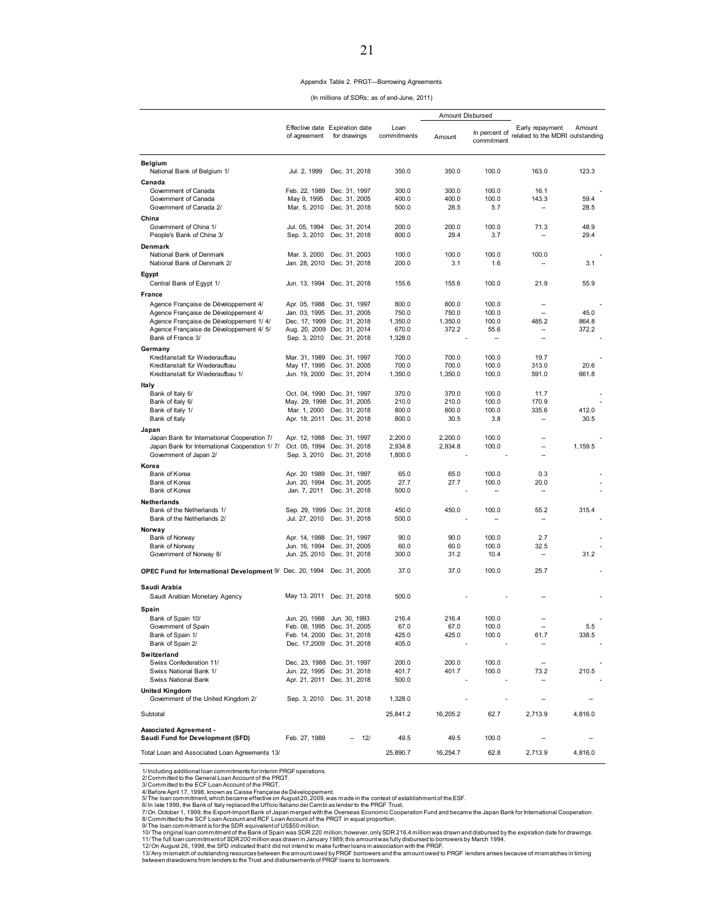Appendix Table 2. PRGT—Borrowing Agreements

(In millions of SDRs; as of end-June, 2011)

| | Effective date of agreement | Expiration date for drawings | Loan commitments | Amount Disbursed | | Early repayment related to the MDRI | Amount outstanding |
|---|---|---|---|---|---|---|---|
| | | | | Amount | In percent of commitment | | |
| **Belgium** | | | | | | | |
| National Bank of Belgium 1/ | Jul. 2, 1999 | Dec. 31, 2018 | 350.0 | 350.0 | 100.0 | 163.0 | 123.3 |
| **Canada** | | | | | | | |
| Government of Canada | Feb. 22, 1989 | Dec. 31, 1997 | 300.0 | 300.0 | 100.0 | 16.1 | - |
| Government of Canada | May 9, 1995 | Dec. 31, 2005 | 400.0 | 400.0 | 100.0 | 143.3 | 59.4 |
| Government of Canada 2/ | Mar. 5, 2010 | Dec. 31, 2018 | 500.0 | 28.5 | 5.7 | -- | 28.5 |
| **China** | | | | | | | |
| Government of China 1/ | Jul. 05, 1994 | Dec. 31, 2014 | 200.0 | 200.0 | 100.0 | 71.3 | 48.9 |
| People's Bank of China 3/ | Sep. 3, 2010 | Dec. 31, 2018 | 800.0 | 29.4 | 3.7 | -- | 29.4 |
| **Denmark** | | | | | | | |
| National Bank of Denmark | Mar. 3, 2000 | Dec. 31, 2003 | 100.0 | 100.0 | 100.0 | 100.0 | - |
| National Bank of Denmark 2/ | Jan. 28, 2010 | Dec. 31, 2018 | 200.0 | 3.1 | 1.6 | -- | 3.1 |
| **Egypt** | | | | | | | |
| Central Bank of Egypt 1/ | Jun. 13, 1994 | Dec. 31, 2018 | 155.6 | 155.6 | 100.0 | 21.9 | 55.9 |
| **France** | | | | | | | |
| Agence Française de Développement 4/ | Apr. 05, 1988 | Dec. 31, 1997 | 800.0 | 800.0 | 100.0 | -- | - |
| Agence Française de Développement 4/ | Jan. 03, 1995 | Dec. 31, 2005 | 750.0 | 750.0 | 100.0 | -- | 45.0 |
| Agence Française de Développement 1/ 4/ | Dec. 17, 1999 | Dec. 31, 2018 | 1,350.0 | 1,350.0 | 100.0 | 485.2 | 864.8 |
| Agence Française de Développement 4/ 5/ | Aug. 20, 2009 | Dec. 31, 2014 | 670.0 | 372.2 | 55.6 | -- | 372.2 |
| Bank of France 3/ | Sep. 3, 2010 | Dec. 31, 2018 | 1,328.0 | - | -- | -- | - |
| **Germany** | | | | | | | |
| Kreditanstalt für Wiederaufbau | Mar. 31, 1989 | Dec. 31, 1997 | 700.0 | 700.0 | 100.0 | 19.7 | - |
| Kreditanstalt für Wiederaufbau | May 17, 1995 | Dec. 31, 2005 | 700.0 | 700.0 | 100.0 | 313.0 | 20.6 |
| Kreditanstalt für Wiederaufbau 1/ | Jun. 19, 2000 | Dec. 31, 2014 | 1,350.0 | 1,350.0 | 100.0 | 591.0 | 661.8 |
| **Italy** | | | | | | | |
| Bank of Italy 6/ | Oct. 04, 1990 | Dec. 31, 1997 | 370.0 | 370.0 | 100.0 | 11.7 | - |
| Bank of Italy 6/ | May. 29, 1998 | Dec. 31, 2005 | 210.0 | 210.0 | 100.0 | 170.9 | - |
| Bank of Italy 1/ | Mar. 1, 2000 | Dec. 31, 2018 | 800.0 | 800.0 | 100.0 | 335.6 | 412.0 |
| Bank of Italy | Apr. 18, 2011 | Dec. 31, 2018 | 800.0 | 30.5 | 3.8 | -- | 30.5 |
| **Japan** | | | | | | | |
| Japan Bank for International Cooperation 7/ | Apr. 12, 1988 | Dec. 31, 1997 | 2,200.0 | 2,200.0 | 100.0 | -- | - |
| Japan Bank for International Cooperation 1/ 7/ | Oct. 05, 1994 | Dec. 31, 2018 | 2,934.8 | 2,934.8 | 100.0 | -- | 1,159.5 |
| Government of Japan 2/ | Sep. 3, 2010 | Dec. 31, 2018 | 1,800.0 | - | - | -- | |
| **Korea** | | | | | | | |
| Bank of Korea | Apr. 20 1989 | Dec. 31, 1997 | 65.0 | 65.0 | 100.0 | 0.3 | - |
| Bank of Korea | Jun. 20, 1994 | Dec. 31, 2005 | 27.7 | 27.7 | 100.0 | 20.0 | - |
| Bank of Korea | Jan. 7, 2011 | Dec. 31, 2018 | 500.0 | - | -- | -- | - |
| **Netherlands** | | | | | | | |
| Bank of the Netherlands 1/ | Sep. 29, 1999 | Dec. 31, 2018 | 450.0 | 450.0 | 100.0 | 55.2 | 315.4 |
| Bank of the Netherlands 2/ | Jul. 27, 2010 | Dec. 31, 2018 | 500.0 | - | -- | -- | - |
| **Norway** | | | | | | | |
| Bank of Norway | Apr. 14, 1988 | Dec. 31, 1997 | 90.0 | 90.0 | 100.0 | 2.7 | - |
| Bank of Norway | Jun. 16, 1994 | Dec. 31, 2005 | 60.0 | 60.0 | 100.0 | 32.5 | - |
| Government of Norway 8/ | Jun. 25, 2010 | Dec. 31, 2018 | 300.0 | 31.2 | 10.4 | -- | 31.2 |
| **OPEC Fund for International Development** 9/ | Dec. 20, 1994 | Dec. 31, 2005 | 37.0 | 37.0 | 100.0 | 25.7 | - |
| **Saudi Arabia** | | | | | | | |
| Saudi Arabian Monetary Agency | May 13, 2011 | Dec. 31, 2018 | 500.0 | - | - | -- | - |
| **Spain** | | | | | | | |
| Bank of Spain 10/ | Jun. 20, 1988 | Jun. 30, 1993 | 216.4 | 216.4 | 100.0 | -- | - |
| Government of Spain | Feb. 08, 1995 | Dec. 31, 2005 | 67.0 | 67.0 | 100.0 | -- | 5.5 |
| Bank of Spain 1/ | Feb. 14, 2000 | Dec. 31, 2018 | 425.0 | 425.0 | 100.0 | 61.7 | 338.5 |
| Bank of Spain 2/ | Dec. 17,2009 | Dec. 31, 2018 | 405.0 | - | - | -- | - |
| **Switzerland** | | | | | | | |
| Swiss Confederation 11/ | Dec. 23, 1988 | Dec. 31, 1997 | 200.0 | 200.0 | 100.0 | -- | - |
| Swiss National Bank 1/ | Jun. 22, 1995 | Dec. 31, 2018 | 401.7 | 401.7 | 100.0 | 73.2 | 210.5 |
| Swiss National Bank | Apr. 21, 2011 | Dec. 31, 2018 | 500.0 | - | - | -- | - |
| **United Kingdom** | | | | | | | |
| Government of the United Kingdom 2/ | Sep. 3, 2010 | Dec. 31, 2018 | 1,328.0 | - | - | -- | -- |
| Subtotal | | | 25,841.2 | 16,205.2 | 62.7 | 2,713.9 | 4,816.0 |
| **Associated Agreement - Saudi Fund for Development (SFD)** | Feb. 27, 1989 | -- 12/ | 49.5 | 49.5 | 100.0 | -- | -- |
| Total Loan and Associated Loan Agreements 13/ | | | 25,890.7 | 16,254.7 | 62.8 | 2,713.9 | 4,816.0 |

1/ Including additional loan commitments for interim PRGF operations.
2/ Committed to the General Loan Account of the PRGT.
3/ Committed to the ECF Loan Account of the PRGT.
4/ Before April 17, 1998, known as Caisse Française de Développement.
5/ The loan commitment, which became effective on August 20, 2009, was made in the context of establishment of the ESF.
6/ In late 1999, the Bank of Italy replaced the Ufficio Italiano dei Cambi as lender to the PRGF Trust.
7/ On October 1, 1999, the Export-Import Bank of Japan merged with the Overseas Economic Cooperation Fund and became the Japan Bank for International Cooperation.
8/ Committed to the SCF Loan Account and RCF Loan Account of the PRGT in equal proportion.
9/ The loan commitment is for the SDR equivalent of US$50 million.
10/ The original loan commitment of the Bank of Spain was SDR 220 million; however, only SDR 216.4 million was drawn and disbursed by the expiration date for drawings.
11/ The full loan commitment of SDR 200 million was drawn in January 1989; this amount was fully disbursed to borrowers by March 1994.
12/ On August 26, 1998, the SFD indicated that it did not intend to make further loans in association with the PRGF.
13/ Any mismatch of outstanding resources between the amount owed by PRGF borrowers and the amount owed to PRGF lenders arises because of mismatches in timing between drawdowns from lenders to the Trust and disbursements of PRGF loans to borrowers.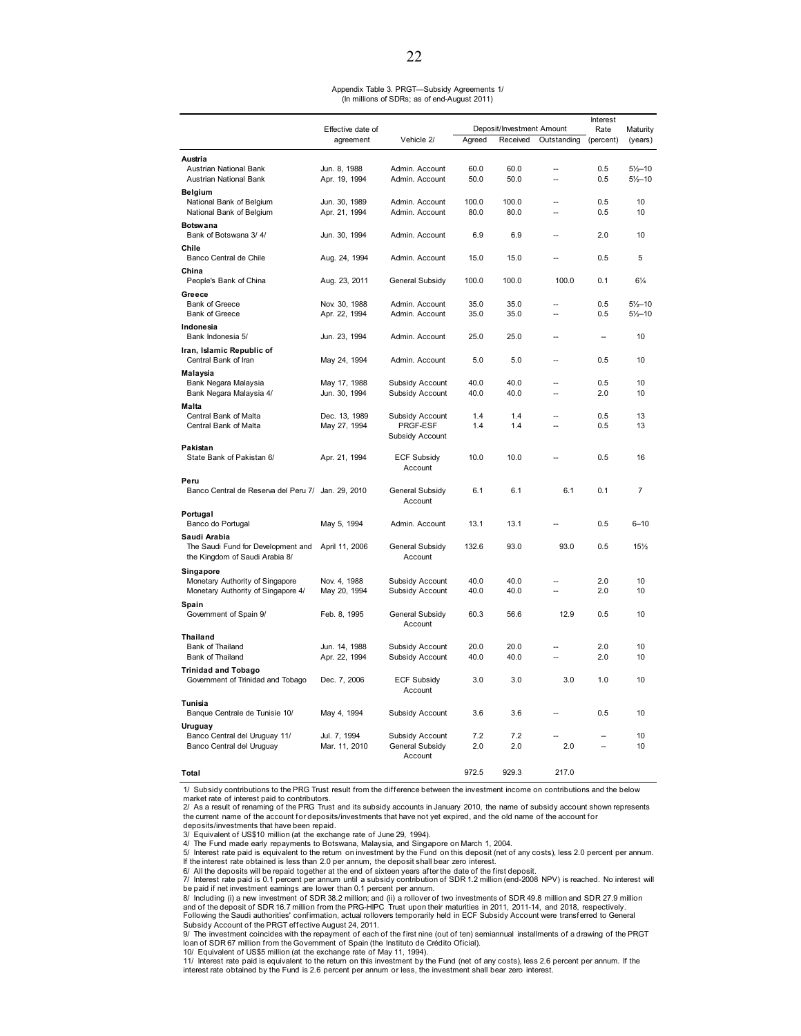Appendix Table 3. PRGT—Subsidy Agreements 1/
(In millions of SDRs; as of end-August 2011)

| | Effective date of agreement | Vehicle 2/ | Deposit/Investment Amount | | | Interest Rate (percent) | Maturity (years) |
|---|---|---|---|---|---|---|---|
| | | | Agreed | Received | Outstanding | | |
| **Austria** | | | | | | | |
| Austrian National Bank | Jun. 8, 1988 | Admin. Account | 60.0 | 60.0 | -- | 0.5 | 5½–10 |
| Austrian National Bank | Apr. 19, 1994 | Admin. Account | 50.0 | 50.0 | -- | 0.5 | 5½–10 |
| **Belgium** | | | | | | | |
| National Bank of Belgium | Jun. 30, 1989 | Admin. Account | 100.0 | 100.0 | -- | 0.5 | 10 |
| National Bank of Belgium | Apr. 21, 1994 | Admin. Account | 80.0 | 80.0 | -- | 0.5 | 10 |
| **Botswana** | | | | | | | |
| Bank of Botswana 3/ 4/ | Jun. 30, 1994 | Admin. Account | 6.9 | 6.9 | -- | 2.0 | 10 |
| **Chile** | | | | | | | |
| Banco Central de Chile | Aug. 24, 1994 | Admin. Account | 15.0 | 15.0 | -- | 0.5 | 5 |
| **China** | | | | | | | |
| People's Bank of China | Aug. 23, 2011 | General Subsidy | 100.0 | 100.0 | 100.0 | 0.1 | 6¼ |
| **Greece** | | | | | | | |
| Bank of Greece | Nov. 30, 1988 | Admin. Account | 35.0 | 35.0 | -- | 0.5 | 5½–10 |
| Bank of Greece | Apr. 22, 1994 | Admin. Account | 35.0 | 35.0 | -- | 0.5 | 5½–10 |
| **Indonesia** | | | | | | | |
| Bank Indonesia 5/ | Jun. 23, 1994 | Admin. Account | 25.0 | 25.0 | -- | -- | 10 |
| **Iran, Islamic Republic of** | | | | | | | |
| Central Bank of Iran | May 24, 1994 | Admin. Account | 5.0 | 5.0 | -- | 0.5 | 10 |
| **Malaysia** | | | | | | | |
| Bank Negara Malaysia | May 17, 1988 | Subsidy Account | 40.0 | 40.0 | -- | 0.5 | 10 |
| Bank Negara Malaysia 4/ | Jun. 30, 1994 | Subsidy Account | 40.0 | 40.0 | -- | 2.0 | 10 |
| **Malta** | | | | | | | |
| Central Bank of Malta | Dec. 13, 1989 | Subsidy Account | 1.4 | 1.4 | -- | 0.5 | 13 |
| Central Bank of Malta | May 27, 1994 | PRGF-ESF Subsidy Account | 1.4 | 1.4 | -- | 0.5 | 13 |
| **Pakistan** | | | | | | | |
| State Bank of Pakistan 6/ | Apr. 21, 1994 | ECF Subsidy Account | 10.0 | 10.0 | -- | 0.5 | 16 |
| **Peru** | | | | | | | |
| Banco Central de Reserva del Peru 7/ | Jan. 29, 2010 | General Subsidy Account | 6.1 | 6.1 | 6.1 | 0.1 | 7 |
| **Portugal** | | | | | | | |
| Banco do Portugal | May 5, 1994 | Admin. Account | 13.1 | 13.1 | -- | 0.5 | 6–10 |
| **Saudi Arabia** | | | | | | | |
| The Saudi Fund for Development and the Kingdom of Saudi Arabia 8/ | April 11, 2006 | General Subsidy Account | 132.6 | 93.0 | 93.0 | 0.5 | 15½ |
| **Singapore** | | | | | | | |
| Monetary Authority of Singapore | Nov. 4, 1988 | Subsidy Account | 40.0 | 40.0 | -- | 2.0 | 10 |
| Monetary Authority of Singapore 4/ | May 20, 1994 | Subsidy Account | 40.0 | 40.0 | -- | 2.0 | 10 |
| **Spain** | | | | | | | |
| Government of Spain 9/ | Feb. 8, 1995 | General Subsidy Account | 60.3 | 56.6 | 12.9 | 0.5 | 10 |
| **Thailand** | | | | | | | |
| Bank of Thailand | Jun. 14, 1988 | Subsidy Account | 20.0 | 20.0 | -- | 2.0 | 10 |
| Bank of Thailand | Apr. 22, 1994 | Subsidy Account | 40.0 | 40.0 | -- | 2.0 | 10 |
| **Trinidad and Tobago** | | | | | | | |
| Government of Trinidad and Tobago | Dec. 7, 2006 | ECF Subsidy Account | 3.0 | 3.0 | 3.0 | 1.0 | 10 |
| **Tunisia** | | | | | | | |
| Banque Centrale de Tunisie 10/ | May 4, 1994 | Subsidy Account | 3.6 | 3.6 | -- | 0.5 | 10 |
| **Uruguay** | | | | | | | |
| Banco Central del Uruguay 11/ | Jul. 7, 1994 | Subsidy Account | 7.2 | 7.2 | -- | -- | 10 |
| Banco Central del Uruguay | Mar. 11, 2010 | General Subsidy Account | 2.0 | 2.0 | 2.0 | -- | 10 |
| **Total** | | | 972.5 | 929.3 | 217.0 | | |

1/ Subsidy contributions to the PRG Trust result from the difference between the investment income on contributions and the below market rate of interest paid to contributors.
2/ As a result of renaming of the PRG Trust and its subsidy accounts in January 2010, the name of subsidy account shown represents the current name of the account for deposits/investments that have not yet expired, and the old name of the account for deposits/investments that have been repaid.
3/ Equivalent of US$10 million (at the exchange rate of June 29, 1994).
4/ The Fund made early repayments to Botswana, Malaysia, and Singapore on March 1, 2004.
5/ Interest rate paid is equivalent to the return on investment by the Fund on this deposit (net of any costs), less 2.0 percent per annum. If the interest rate obtained is less than 2.0 per annum, the deposit shall bear zero interest.
6/ All the deposits will be repaid together at the end of sixteen years after the date of the first deposit.
7/ Interest rate paid is 0.1 percent per annum until a subsidy contribution of SDR 1.2 million (end-2008 NPV) is reached. No interest will be paid if net investment earnings are lower than 0.1 percent per annum.
8/ Including (i) a new investment of SDR 38.2 million; and (ii) a rollover of two investments of SDR 49.8 million and SDR 27.9 million and of the deposit of SDR 16.7 million from the PRG-HIPC Trust upon their maturities in 2011, 2011-14, and 2018, respectively. Following the Saudi authorities' confirmation, actual rollovers temporarily held in ECF Subsidy Account were transferred to General Subsidy Account of the PRGT effective August 24, 2011.
9/ The investment coincides with the repayment of each of the first nine (out of ten) semiannual installments of a drawing of the PRGT loan of SDR 67 million from the Government of Spain (the Instituto de Crédito Oficial).
10/ Equivalent of US$5 million (at the exchange rate of May 11, 1994).
11/ Interest rate paid is equivalent to the return on this investment by the Fund (net of any costs), less 2.6 percent per annum. If the interest rate obtained by the Fund is 2.6 percent per annum or less, the investment shall bear zero interest.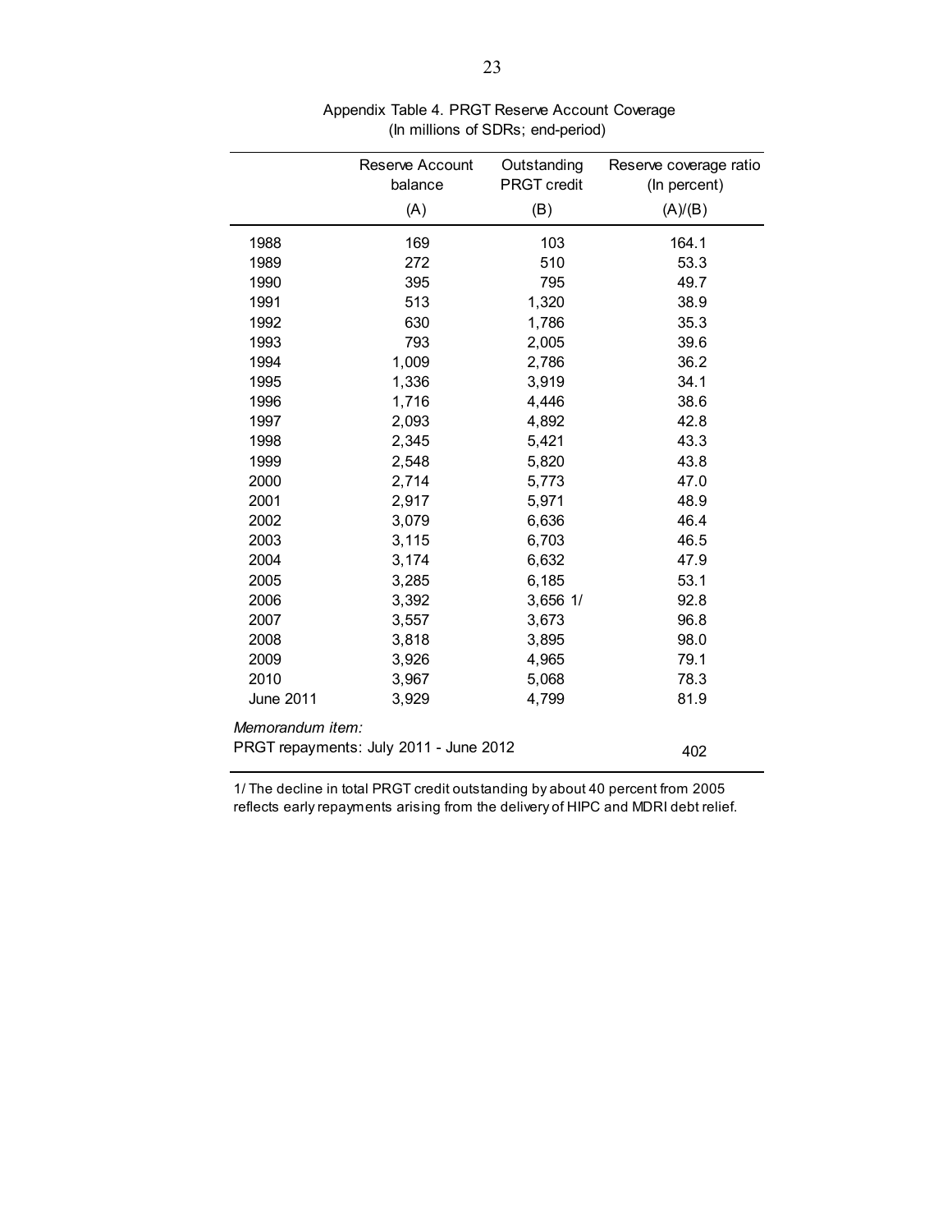Appendix Table 4. PRGT Reserve Account Coverage
(In millions of SDRs; end-period)

| | Reserve Account balance (A) | Outstanding PRGT credit (B) | Reserve coverage ratio (In percent) (A)/(B) |
|---|---|---|---|
| 1988 | 169 | 103 | 164.1 |
| 1989 | 272 | 510 | 53.3 |
| 1990 | 395 | 795 | 49.7 |
| 1991 | 513 | 1,320 | 38.9 |
| 1992 | 630 | 1,786 | 35.3 |
| 1993 | 793 | 2,005 | 39.6 |
| 1994 | 1,009 | 2,786 | 36.2 |
| 1995 | 1,336 | 3,919 | 34.1 |
| 1996 | 1,716 | 4,446 | 38.6 |
| 1997 | 2,093 | 4,892 | 42.8 |
| 1998 | 2,345 | 5,421 | 43.3 |
| 1999 | 2,548 | 5,820 | 43.8 |
| 2000 | 2,714 | 5,773 | 47.0 |
| 2001 | 2,917 | 5,971 | 48.9 |
| 2002 | 3,079 | 6,636 | 46.4 |
| 2003 | 3,115 | 6,703 | 46.5 |
| 2004 | 3,174 | 6,632 | 47.9 |
| 2005 | 3,285 | 6,185 | 53.1 |
| 2006 | 3,392 | 3,656 1/ | 92.8 |
| 2007 | 3,557 | 3,673 | 96.8 |
| 2008 | 3,818 | 3,895 | 98.0 |
| 2009 | 3,926 | 4,965 | 79.1 |
| 2010 | 3,967 | 5,068 | 78.3 |
| June 2011 | 3,929 | 4,799 | 81.9 |
| *Memorandum item:* | | | |
| PRGT repayments: July 2011 - June 2012 | | | 402 |

1/ The decline in total PRGT credit outstanding by about 40 percent from 2005 reflects early repayments arising from the delivery of HIPC and MDRI debt relief.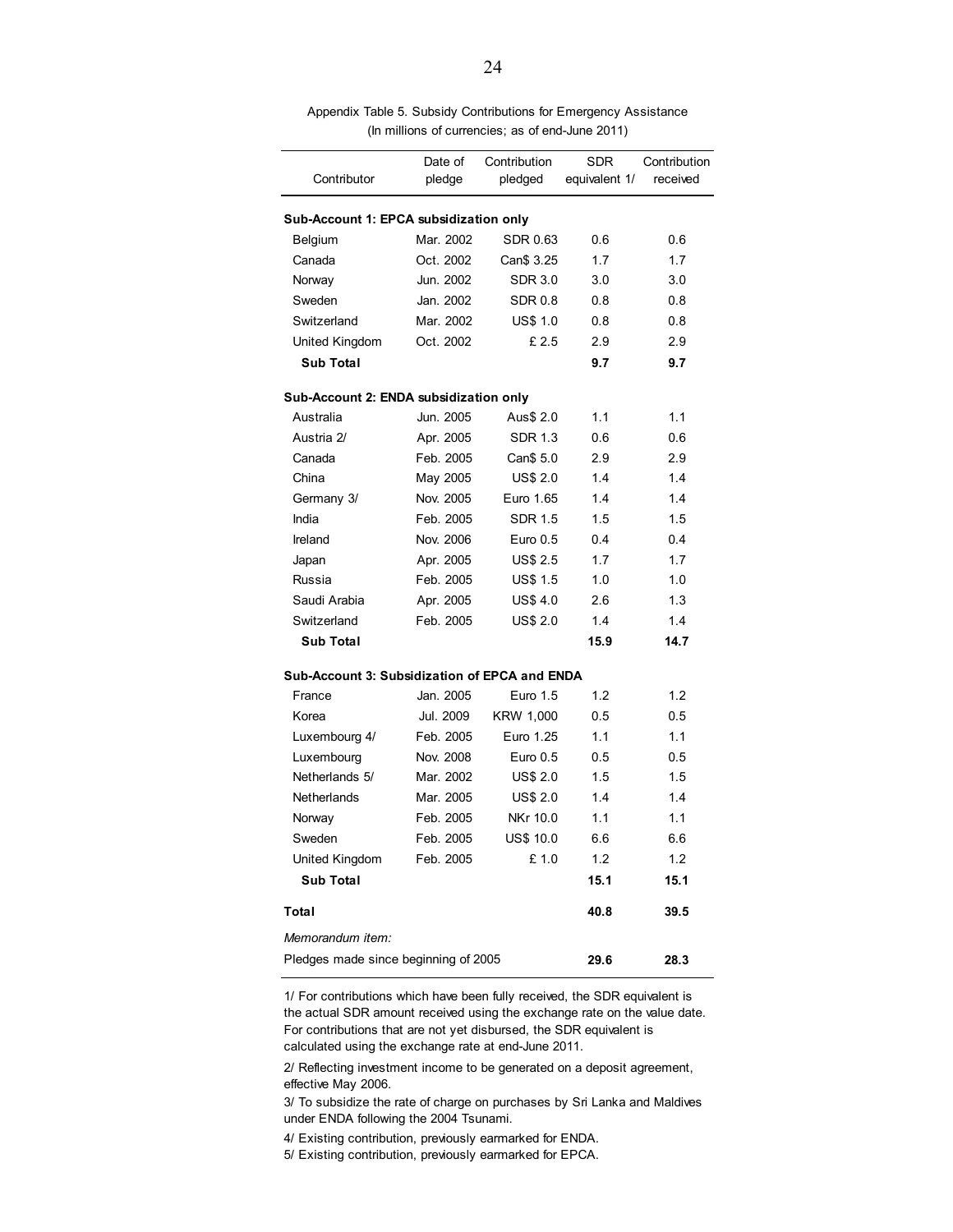Appendix Table 5. Subsidy Contributions for Emergency Assistance
(In millions of currencies; as of end-June 2011)

| Contributor | Date of pledge | Contribution pledged | SDR equivalent 1/ | Contribution received |
|---|---|---|---|---|
| **Sub-Account 1: EPCA subsidization only** | | | | |
| Belgium | Mar. 2002 | SDR 0.63 | 0.6 | 0.6 |
| Canada | Oct. 2002 | Can$ 3.25 | 1.7 | 1.7 |
| Norway | Jun. 2002 | SDR 3.0 | 3.0 | 3.0 |
| Sweden | Jan. 2002 | SDR 0.8 | 0.8 | 0.8 |
| Switzerland | Mar. 2002 | US$ 1.0 | 0.8 | 0.8 |
| United Kingdom | Oct. 2002 | £ 2.5 | 2.9 | 2.9 |
| **Sub Total** | | | **9.7** | **9.7** |
| **Sub-Account 2: ENDA subsidization only** | | | | |
| Australia | Jun. 2005 | Aus$ 2.0 | 1.1 | 1.1 |
| Austria 2/ | Apr. 2005 | SDR 1.3 | 0.6 | 0.6 |
| Canada | Feb. 2005 | Can$ 5.0 | 2.9 | 2.9 |
| China | May 2005 | US$ 2.0 | 1.4 | 1.4 |
| Germany 3/ | Nov. 2005 | Euro 1.65 | 1.4 | 1.4 |
| India | Feb. 2005 | SDR 1.5 | 1.5 | 1.5 |
| Ireland | Nov. 2006 | Euro 0.5 | 0.4 | 0.4 |
| Japan | Apr. 2005 | US$ 2.5 | 1.7 | 1.7 |
| Russia | Feb. 2005 | US$ 1.5 | 1.0 | 1.0 |
| Saudi Arabia | Apr. 2005 | US$ 4.0 | 2.6 | 1.3 |
| Switzerland | Feb. 2005 | US$ 2.0 | 1.4 | 1.4 |
| **Sub Total** | | | **15.9** | **14.7** |
| **Sub-Account 3: Subsidization of EPCA and ENDA** | | | | |
| France | Jan. 2005 | Euro 1.5 | 1.2 | 1.2 |
| Korea | Jul. 2009 | KRW 1,000 | 0.5 | 0.5 |
| Luxembourg 4/ | Feb. 2005 | Euro 1.25 | 1.1 | 1.1 |
| Luxembourg | Nov. 2008 | Euro 0.5 | 0.5 | 0.5 |
| Netherlands 5/ | Mar. 2002 | US$ 2.0 | 1.5 | 1.5 |
| Netherlands | Mar. 2005 | US$ 2.0 | 1.4 | 1.4 |
| Norway | Feb. 2005 | NKr 10.0 | 1.1 | 1.1 |
| Sweden | Feb. 2005 | US$ 10.0 | 6.6 | 6.6 |
| United Kingdom | Feb. 2005 | £ 1.0 | 1.2 | 1.2 |
| **Sub Total** | | | **15.1** | **15.1** |
| **Total** | | | **40.8** | **39.5** |
| *Memorandum item:* | | | | |
| Pledges made since beginning of 2005 | | | **29.6** | **28.3** |

1/ For contributions which have been fully received, the SDR equivalent is the actual SDR amount received using the exchange rate on the value date. For contributions that are not yet disbursed, the SDR equivalent is calculated using the exchange rate at end-June 2011.

2/ Reflecting investment income to be generated on a deposit agreement, effective May 2006.

3/ To subsidize the rate of charge on purchases by Sri Lanka and Maldives under ENDA following the 2004 Tsunami.

4/ Existing contribution, previously earmarked for ENDA.

5/ Existing contribution, previously earmarked for EPCA.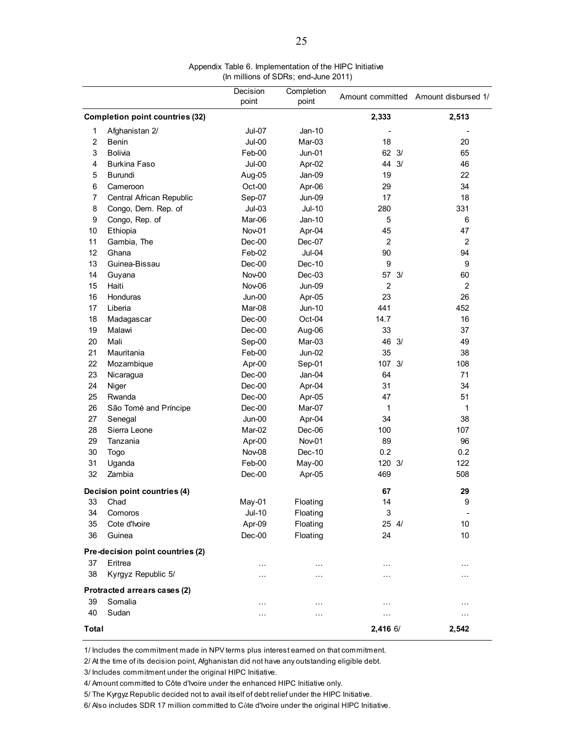Appendix Table 6. Implementation of the HIPC Initiative
(In millions of SDRs; end-June 2011)

| | | Decision point | Completion point | Amount committed | Amount disbursed 1/ |
|---|---|---|---|---|---|
| **Completion point countries (32)** | | | | **2,333** | **2,513** |
| 1 | Afghanistan 2/ | Jul-07 | Jan-10 | - | - |
| 2 | Benin | Jul-00 | Mar-03 | 18 | 20 |
| 3 | Bolivia | Feb-00 | Jun-01 | 62 3/ | 65 |
| 4 | Burkina Faso | Jul-00 | Apr-02 | 44 3/ | 46 |
| 5 | Burundi | Aug-05 | Jan-09 | 19 | 22 |
| 6 | Cameroon | Oct-00 | Apr-06 | 29 | 34 |
| 7 | Central African Republic | Sep-07 | Jun-09 | 17 | 18 |
| 8 | Congo, Dem. Rep. of | Jul-03 | Jul-10 | 280 | 331 |
| 9 | Congo, Rep. of | Mar-06 | Jan-10 | 5 | 6 |
| 10 | Ethiopia | Nov-01 | Apr-04 | 45 | 47 |
| 11 | Gambia, The | Dec-00 | Dec-07 | 2 | 2 |
| 12 | Ghana | Feb-02 | Jul-04 | 90 | 94 |
| 13 | Guinea-Bissau | Dec-00 | Dec-10 | 9 | 9 |
| 14 | Guyana | Nov-00 | Dec-03 | 57 3/ | 60 |
| 15 | Haiti | Nov-06 | Jun-09 | 2 | 2 |
| 16 | Honduras | Jun-00 | Apr-05 | 23 | 26 |
| 17 | Liberia | Mar-08 | Jun-10 | 441 | 452 |
| 18 | Madagascar | Dec-00 | Oct-04 | 14.7 | 16 |
| 19 | Malawi | Dec-00 | Aug-06 | 33 | 37 |
| 20 | Mali | Sep-00 | Mar-03 | 46 3/ | 49 |
| 21 | Mauritania | Feb-00 | Jun-02 | 35 | 38 |
| 22 | Mozambique | Apr-00 | Sep-01 | 107 3/ | 108 |
| 23 | Nicaragua | Dec-00 | Jan-04 | 64 | 71 |
| 24 | Niger | Dec-00 | Apr-04 | 31 | 34 |
| 25 | Rwanda | Dec-00 | Apr-05 | 47 | 51 |
| 26 | São Tomé and Príncipe | Dec-00 | Mar-07 | 1 | 1 |
| 27 | Senegal | Jun-00 | Apr-04 | 34 | 38 |
| 28 | Sierra Leone | Mar-02 | Dec-06 | 100 | 107 |
| 29 | Tanzania | Apr-00 | Nov-01 | 89 | 96 |
| 30 | Togo | Nov-08 | Dec-10 | 0.2 | 0.2 |
| 31 | Uganda | Feb-00 | May-00 | 120 3/ | 122 |
| 32 | Zambia | Dec-00 | Apr-05 | 469 | 508 |
| **Decision point countries (4)** | | | | **67** | **29** |
| 33 | Chad | May-01 | Floating | 14 | 9 |
| 34 | Comoros | Jul-10 | Floating | 3 | - |
| 35 | Cote d'Ivoire | Apr-09 | Floating | 25 4/ | 10 |
| 36 | Guinea | Dec-00 | Floating | 24 | 10 |
| **Pre-decision point countries (2)** | | | | | |
| 37 | Eritrea | … | … | … | … |
| 38 | Kyrgyz Republic 5/ | … | … | … | … |
| **Protracted arrears cases (2)** | | | | | |
| 39 | Somalia | … | … | … | … |
| 40 | Sudan | … | … | … | … |
| **Total** | | | | **2,416** 6/ | **2,542** |

1/ Includes the commitment made in NPV terms plus interest earned on that commitment.

2/ At the time of its decision point, Afghanistan did not have any outstanding eligible debt.

3/ Includes commitment under the original HIPC Initiative.

4/ Amount committed to Côte d'Ivoire under the enhanced HIPC Initiative only.

5/ The Kyrgyz Republic decided not to avail itself of debt relief under the HIPC Initiative.

6/ Also includes SDR 17 million committed to Côte d'Ivoire under the original HIPC Initiative.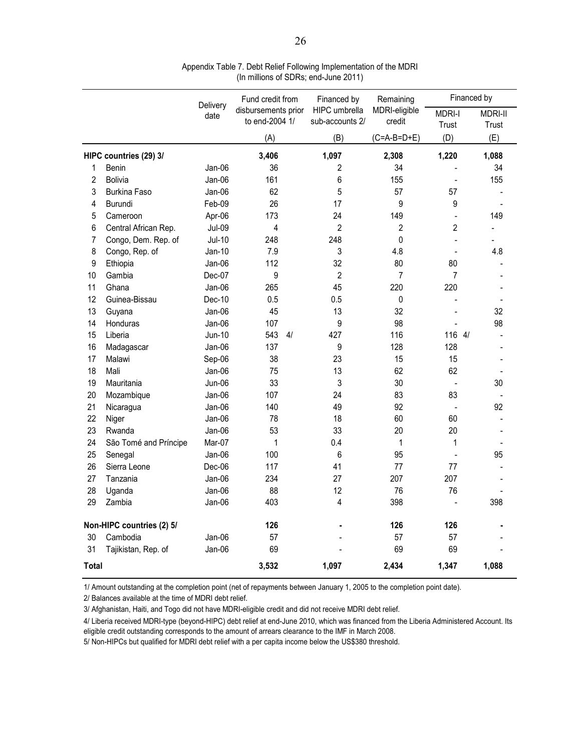Appendix Table 7. Debt Relief Following Implementation of the MDRI
(In millions of SDRs; end-June 2011)

| | | Delivery date | Fund credit from disbursements prior to end-2004 1/ | Financed by HIPC umbrella sub-accounts 2/ | Remaining MDRI-eligible credit | Financed by | |
|---|---|---|---|---|---|---|---|
| | | | | | | MDRI-I Trust | MDRI-II Trust |
| | | | (A) | (B) | (C=A-B=D+E) | (D) | (E) |
| **HIPC countries (29) 3/** | | | **3,406** | **1,097** | **2,308** | **1,220** | **1,088** |
| 1 | Benin | Jan-06 | 36 | 2 | 34 | - | 34 |
| 2 | Bolivia | Jan-06 | 161 | 6 | 155 | - | 155 |
| 3 | Burkina Faso | Jan-06 | 62 | 5 | 57 | 57 | - |
| 4 | Burundi | Feb-09 | 26 | 17 | 9 | 9 | - |
| 5 | Cameroon | Apr-06 | 173 | 24 | 149 | - | 149 |
| 6 | Central African Rep. | Jul-09 | 4 | 2 | 2 | 2 | - |
| 7 | Congo, Dem. Rep. of | Jul-10 | 248 | 248 | 0 | - | - |
| 8 | Congo, Rep. of | Jan-10 | 7.9 | 3 | 4.8 | - | 4.8 |
| 9 | Ethiopia | Jan-06 | 112 | 32 | 80 | 80 | - |
| 10 | Gambia | Dec-07 | 9 | 2 | 7 | 7 | - |
| 11 | Ghana | Jan-06 | 265 | 45 | 220 | 220 | - |
| 12 | Guinea-Bissau | Dec-10 | 0.5 | 0.5 | 0 | - | - |
| 13 | Guyana | Jan-06 | 45 | 13 | 32 | - | 32 |
| 14 | Honduras | Jan-06 | 107 | 9 | 98 | - | 98 |
| 15 | Liberia | Jun-10 | 543 4/ | 427 | 116 | 116 4/ | - |
| 16 | Madagascar | Jan-06 | 137 | 9 | 128 | 128 | - |
| 17 | Malawi | Sep-06 | 38 | 23 | 15 | 15 | - |
| 18 | Mali | Jan-06 | 75 | 13 | 62 | 62 | - |
| 19 | Mauritania | Jun-06 | 33 | 3 | 30 | - | 30 |
| 20 | Mozambique | Jan-06 | 107 | 24 | 83 | 83 | - |
| 21 | Nicaragua | Jan-06 | 140 | 49 | 92 | - | 92 |
| 22 | Niger | Jan-06 | 78 | 18 | 60 | 60 | - |
| 23 | Rwanda | Jan-06 | 53 | 33 | 20 | 20 | - |
| 24 | São Tomé and Príncipe | Mar-07 | 1 | 0.4 | 1 | 1 | - |
| 25 | Senegal | Jan-06 | 100 | 6 | 95 | - | 95 |
| 26 | Sierra Leone | Dec-06 | 117 | 41 | 77 | 77 | - |
| 27 | Tanzania | Jan-06 | 234 | 27 | 207 | 207 | - |
| 28 | Uganda | Jan-06 | 88 | 12 | 76 | 76 | - |
| 29 | Zambia | Jan-06 | 403 | 4 | 398 | - | 398 |
| **Non-HIPC countries (2) 5/** | | | **126** | **-** | **126** | **126** | **-** |
| 30 | Cambodia | Jan-06 | 57 | - | 57 | 57 | - |
| 31 | Tajikistan, Rep. of | Jan-06 | 69 | - | 69 | 69 | - |
| **Total** | | | **3,532** | **1,097** | **2,434** | **1,347** | **1,088** |

1/ Amount outstanding at the completion point (net of repayments between January 1, 2005 to the completion point date).

2/ Balances available at the time of MDRI debt relief.

3/ Afghanistan, Haiti, and Togo did not have MDRI-eligible credit and did not receive MDRI debt relief.

4/ Liberia received MDRI-type (beyond-HIPC) debt relief at end-June 2010, which was financed from the Liberia Administered Account. Its eligible credit outstanding corresponds to the amount of arrears clearance to the IMF in March 2008.

5/ Non-HIPCs but qualified for MDRI debt relief with a per capita income below the US$380 threshold.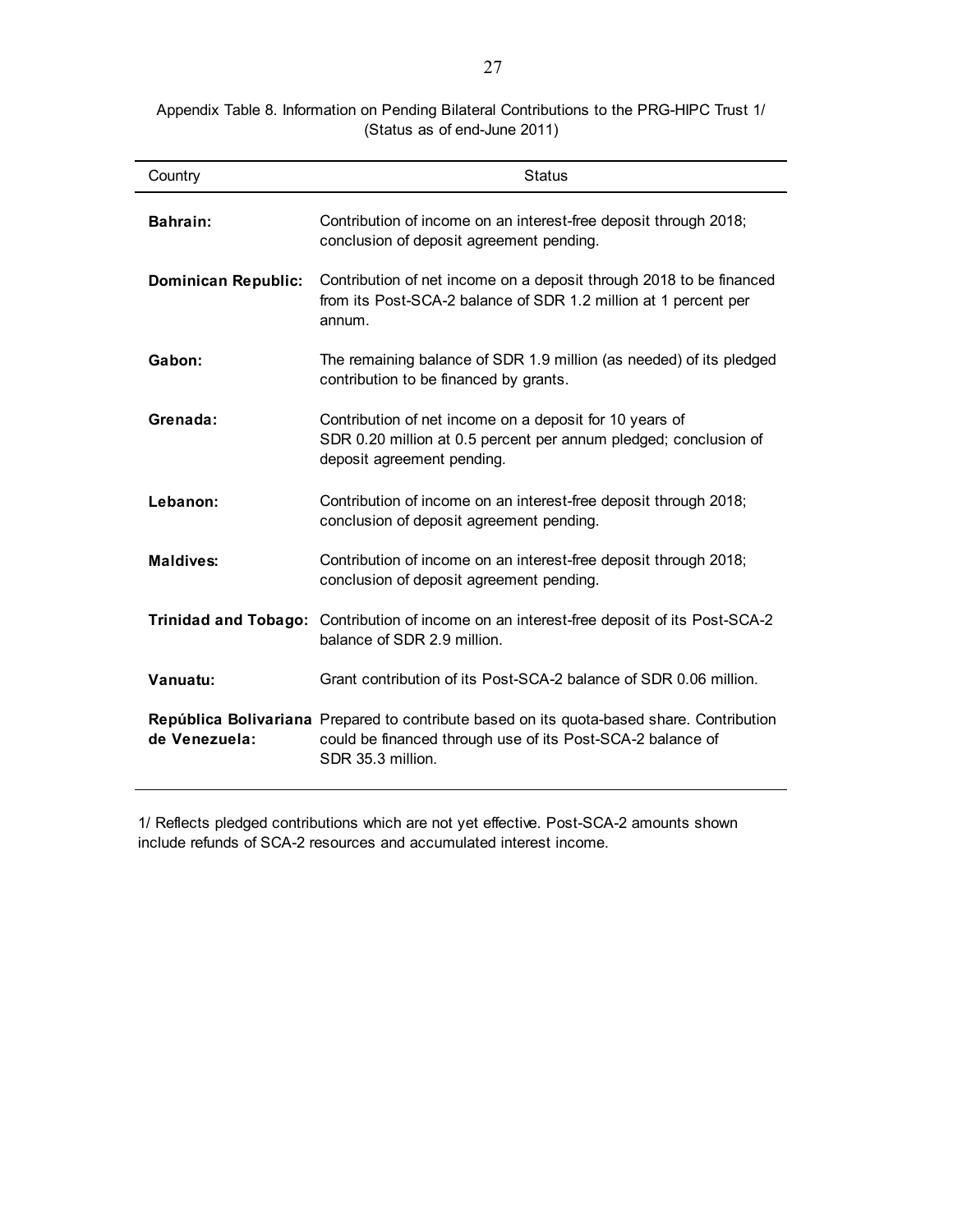Appendix Table 8. Information on Pending Bilateral Contributions to the PRG-HIPC Trust 1/
(Status as of end-June 2011)

| Country | Status |
| --- | --- |
| **Bahrain:** | Contribution of income on an interest-free deposit through 2018; conclusion of deposit agreement pending. |
| **Dominican Republic:** | Contribution of net income on a deposit through 2018 to be financed from its Post-SCA-2 balance of SDR 1.2 million at 1 percent per annum. |
| **Gabon:** | The remaining balance of SDR 1.9 million (as needed) of its pledged contribution to be financed by grants. |
| **Grenada:** | Contribution of net income on a deposit for 10 years of SDR 0.20 million at 0.5 percent per annum pledged; conclusion of deposit agreement pending. |
| **Lebanon:** | Contribution of income on an interest-free deposit through 2018; conclusion of deposit agreement pending. |
| **Maldives:** | Contribution of income on an interest-free deposit through 2018; conclusion of deposit agreement pending. |
| **Trinidad and Tobago:** | Contribution of income on an interest-free deposit of its Post-SCA-2 balance of SDR 2.9 million. |
| **Vanuatu:** | Grant contribution of its Post-SCA-2 balance of SDR 0.06 million. |
| **República Bolivariana de Venezuela:** | Prepared to contribute based on its quota-based share. Contribution could be financed through use of its Post-SCA-2 balance of SDR 35.3 million. |

1/ Reflects pledged contributions which are not yet effective. Post-SCA-2 amounts shown include refunds of SCA-2 resources and accumulated interest income.